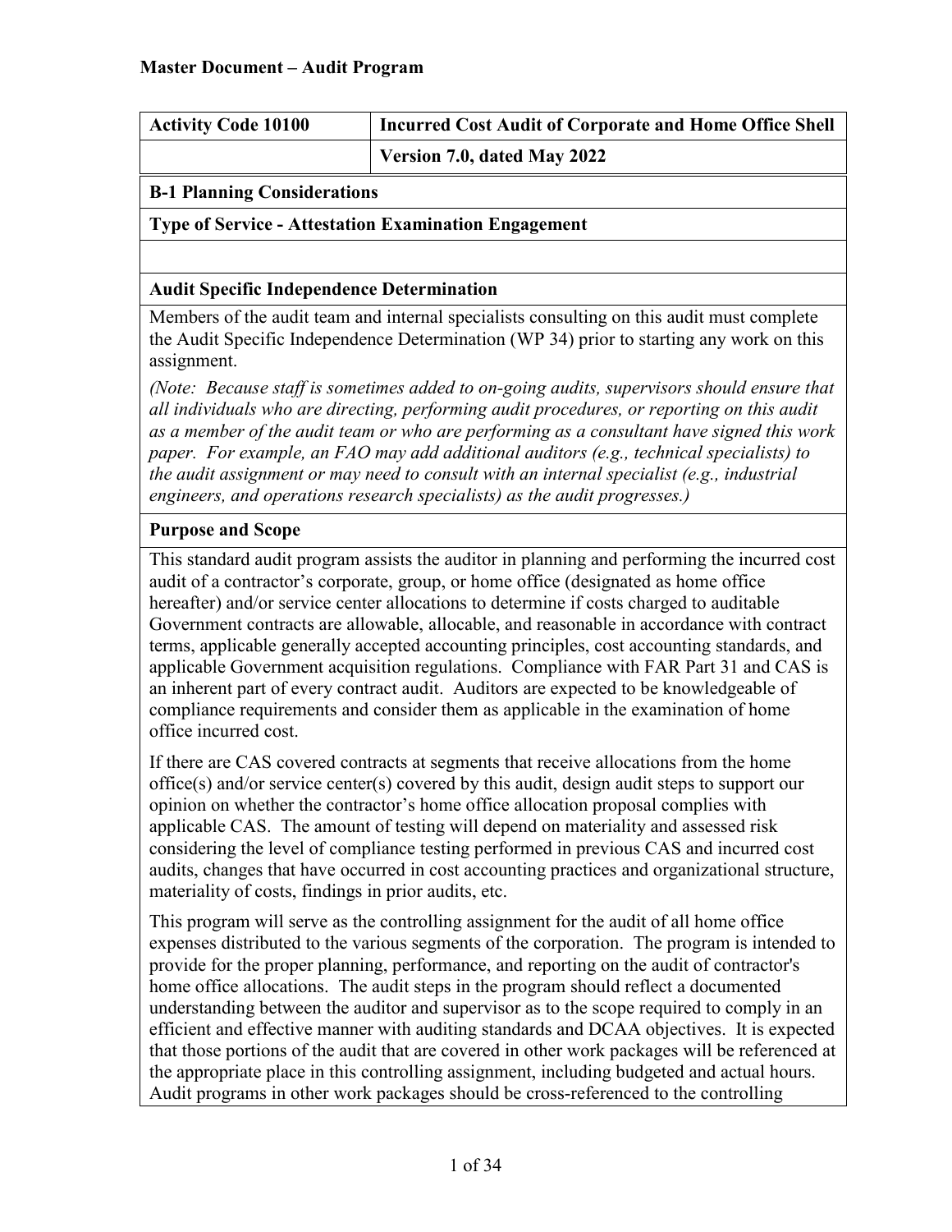**Master Document – Audit Program**

| Activity Code 10100 | Incurred Cost Audit of Corporate and Home Office Shell |
| --- | --- |
| | Version 7.0, dated May 2022 |

**B-1 Planning Considerations**

**Type of Service - Attestation Examination Engagement**

**Audit Specific Independence Determination**

Members of the audit team and internal specialists consulting on this audit must complete the Audit Specific Independence Determination (WP 34) prior to starting any work on this assignment.

*(Note: Because staff is sometimes added to on-going audits, supervisors should ensure that all individuals who are directing, performing audit procedures, or reporting on this audit as a member of the audit team or who are performing as a consultant have signed this work paper. For example, an FAO may add additional auditors (e.g., technical specialists) to the audit assignment or may need to consult with an internal specialist (e.g., industrial engineers, and operations research specialists) as the audit progresses.)*

**Purpose and Scope**

This standard audit program assists the auditor in planning and performing the incurred cost audit of a contractor's corporate, group, or home office (designated as home office hereafter) and/or service center allocations to determine if costs charged to auditable Government contracts are allowable, allocable, and reasonable in accordance with contract terms, applicable generally accepted accounting principles, cost accounting standards, and applicable Government acquisition regulations. Compliance with FAR Part 31 and CAS is an inherent part of every contract audit. Auditors are expected to be knowledgeable of compliance requirements and consider them as applicable in the examination of home office incurred cost.

If there are CAS covered contracts at segments that receive allocations from the home office(s) and/or service center(s) covered by this audit, design audit steps to support our opinion on whether the contractor's home office allocation proposal complies with applicable CAS. The amount of testing will depend on materiality and assessed risk considering the level of compliance testing performed in previous CAS and incurred cost audits, changes that have occurred in cost accounting practices and organizational structure, materiality of costs, findings in prior audits, etc.

This program will serve as the controlling assignment for the audit of all home office expenses distributed to the various segments of the corporation. The program is intended to provide for the proper planning, performance, and reporting on the audit of contractor's home office allocations. The audit steps in the program should reflect a documented understanding between the auditor and supervisor as to the scope required to comply in an efficient and effective manner with auditing standards and DCAA objectives. It is expected that those portions of the audit that are covered in other work packages will be referenced at the appropriate place in this controlling assignment, including budgeted and actual hours. Audit programs in other work packages should be cross-referenced to the controlling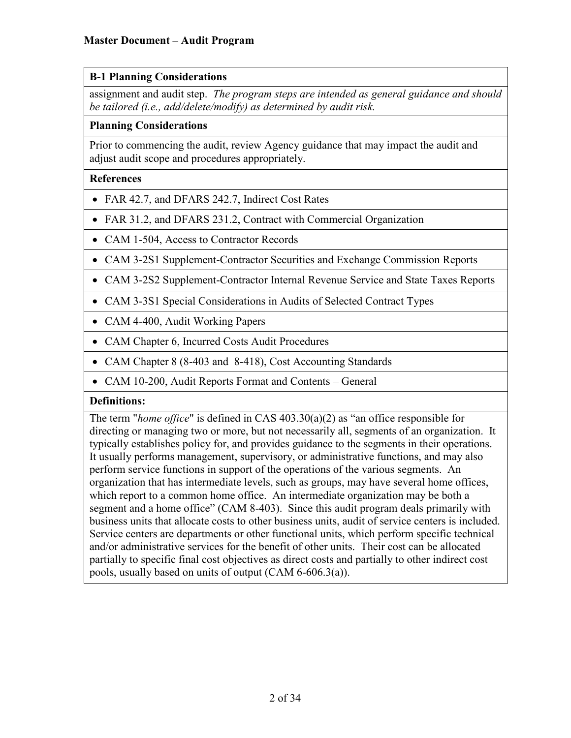**Master Document – Audit Program**

| **B-1 Planning Considerations** |
|---|
| assignment and audit step. *The program steps are intended as general guidance and should be tailored (i.e., add/delete/modify) as determined by audit risk.* |
| **Planning Considerations** |
| Prior to commencing the audit, review Agency guidance that may impact the audit and adjust audit scope and procedures appropriately. |
| **References** |
| • FAR 42.7, and DFARS 242.7, Indirect Cost Rates |
| • FAR 31.2, and DFARS 231.2, Contract with Commercial Organization |
| • CAM 1-504, Access to Contractor Records |
| • CAM 3-2S1 Supplement-Contractor Securities and Exchange Commission Reports |
| • CAM 3-2S2 Supplement-Contractor Internal Revenue Service and State Taxes Reports |
| • CAM 3-3S1 Special Considerations in Audits of Selected Contract Types |
| • CAM 4-400, Audit Working Papers |
| • CAM Chapter 6, Incurred Costs Audit Procedures |
| • CAM Chapter 8 (8-403 and 8-418), Cost Accounting Standards |
| • CAM 10-200, Audit Reports Format and Contents – General |
| **Definitions:** |
| The term "*home office*" is defined in CAS 403.30(a)(2) as "an office responsible for directing or managing two or more, but not necessarily all, segments of an organization. It typically establishes policy for, and provides guidance to the segments in their operations. It usually performs management, supervisory, or administrative functions, and may also perform service functions in support of the operations of the various segments. An organization that has intermediate levels, such as groups, may have several home offices, which report to a common home office. An intermediate organization may be both a segment and a home office" (CAM 8-403). Since this audit program deals primarily with business units that allocate costs to other business units, audit of service centers is included. Service centers are departments or other functional units, which perform specific technical and/or administrative services for the benefit of other units. Their cost can be allocated partially to specific final cost objectives as direct costs and partially to other indirect cost pools, usually based on units of output (CAM 6-606.3(a)). |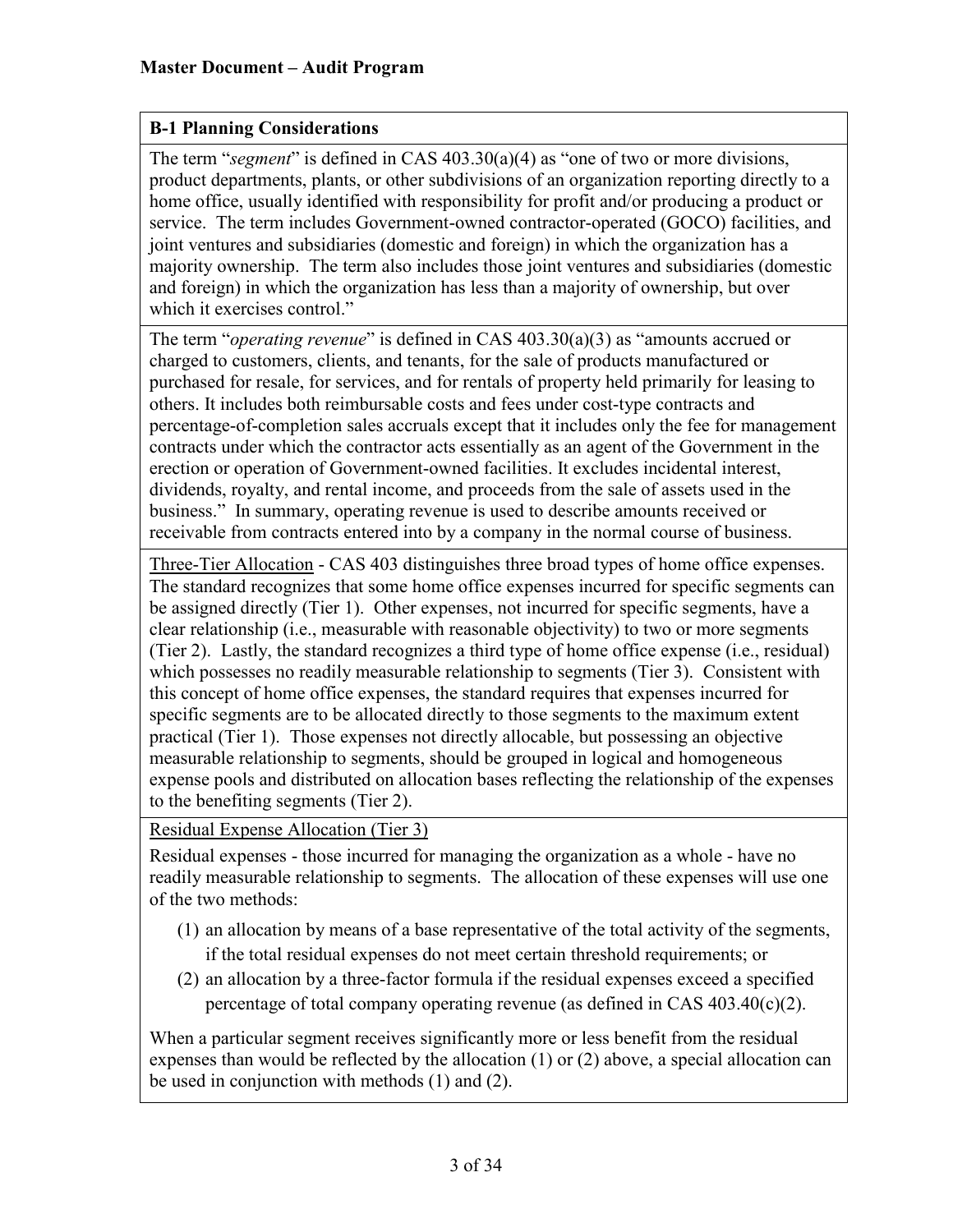**B-1 Planning Considerations**

The term "*segment*" is defined in CAS 403.30(a)(4) as "one of two or more divisions, product departments, plants, or other subdivisions of an organization reporting directly to a home office, usually identified with responsibility for profit and/or producing a product or service. The term includes Government-owned contractor-operated (GOCO) facilities, and joint ventures and subsidiaries (domestic and foreign) in which the organization has a majority ownership. The term also includes those joint ventures and subsidiaries (domestic and foreign) in which the organization has less than a majority of ownership, but over which it exercises control."

The term "*operating revenue*" is defined in CAS 403.30(a)(3) as "amounts accrued or charged to customers, clients, and tenants, for the sale of products manufactured or purchased for resale, for services, and for rentals of property held primarily for leasing to others. It includes both reimbursable costs and fees under cost-type contracts and percentage-of-completion sales accruals except that it includes only the fee for management contracts under which the contractor acts essentially as an agent of the Government in the erection or operation of Government-owned facilities. It excludes incidental interest, dividends, royalty, and rental income, and proceeds from the sale of assets used in the business." In summary, operating revenue is used to describe amounts received or receivable from contracts entered into by a company in the normal course of business.

Three-Tier Allocation - CAS 403 distinguishes three broad types of home office expenses. The standard recognizes that some home office expenses incurred for specific segments can be assigned directly (Tier 1). Other expenses, not incurred for specific segments, have a clear relationship (i.e., measurable with reasonable objectivity) to two or more segments (Tier 2). Lastly, the standard recognizes a third type of home office expense (i.e., residual) which possesses no readily measurable relationship to segments (Tier 3). Consistent with this concept of home office expenses, the standard requires that expenses incurred for specific segments are to be allocated directly to those segments to the maximum extent practical (Tier 1). Those expenses not directly allocable, but possessing an objective measurable relationship to segments, should be grouped in logical and homogeneous expense pools and distributed on allocation bases reflecting the relationship of the expenses to the benefiting segments (Tier 2).

Residual Expense Allocation (Tier 3)

Residual expenses - those incurred for managing the organization as a whole - have no readily measurable relationship to segments. The allocation of these expenses will use one of the two methods:

(1) an allocation by means of a base representative of the total activity of the segments, if the total residual expenses do not meet certain threshold requirements; or

(2) an allocation by a three-factor formula if the residual expenses exceed a specified percentage of total company operating revenue (as defined in CAS 403.40(c)(2).

When a particular segment receives significantly more or less benefit from the residual expenses than would be reflected by the allocation (1) or (2) above, a special allocation can be used in conjunction with methods (1) and (2).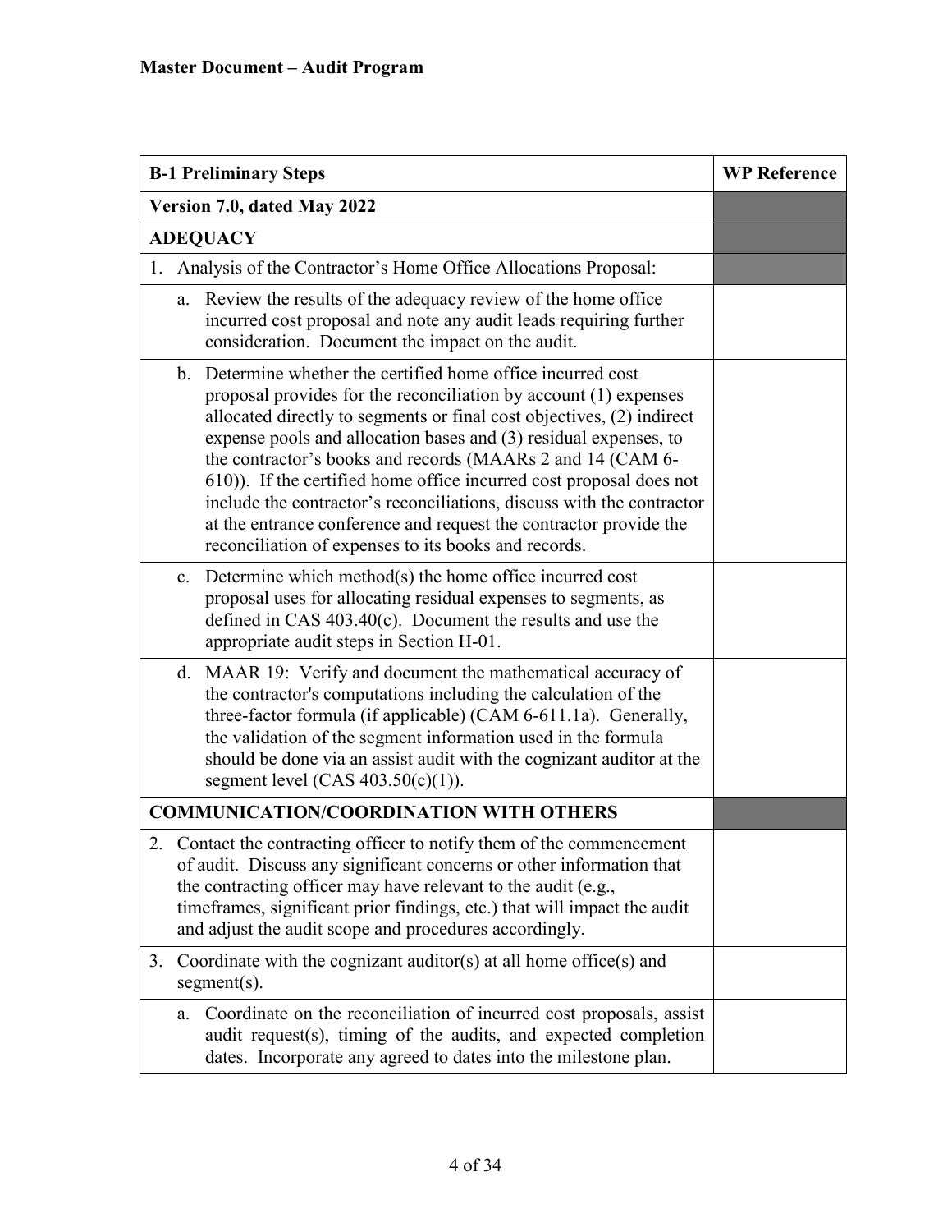**Master Document – Audit Program**

| B-1 Preliminary Steps | WP Reference |
|---|---|
| **Version 7.0, dated May 2022** | |
| **ADEQUACY** | |
| 1. Analysis of the Contractor's Home Office Allocations Proposal: | |
| a. Review the results of the adequacy review of the home office incurred cost proposal and note any audit leads requiring further consideration. Document the impact on the audit. | |
| b. Determine whether the certified home office incurred cost proposal provides for the reconciliation by account (1) expenses allocated directly to segments or final cost objectives, (2) indirect expense pools and allocation bases and (3) residual expenses, to the contractor's books and records (MAARs 2 and 14 (CAM 6-610)). If the certified home office incurred cost proposal does not include the contractor's reconciliations, discuss with the contractor at the entrance conference and request the contractor provide the reconciliation of expenses to its books and records. | |
| c. Determine which method(s) the home office incurred cost proposal uses for allocating residual expenses to segments, as defined in CAS 403.40(c). Document the results and use the appropriate audit steps in Section H-01. | |
| d. MAAR 19: Verify and document the mathematical accuracy of the contractor's computations including the calculation of the three-factor formula (if applicable) (CAM 6-611.1a). Generally, the validation of the segment information used in the formula should be done via an assist audit with the cognizant auditor at the segment level (CAS 403.50(c)(1)). | |
| **COMMUNICATION/COORDINATION WITH OTHERS** | |
| 2. Contact the contracting officer to notify them of the commencement of audit. Discuss any significant concerns or other information that the contracting officer may have relevant to the audit (e.g., timeframes, significant prior findings, etc.) that will impact the audit and adjust the audit scope and procedures accordingly. | |
| 3. Coordinate with the cognizant auditor(s) at all home office(s) and segment(s). | |
| a. Coordinate on the reconciliation of incurred cost proposals, assist audit request(s), timing of the audits, and expected completion dates. Incorporate any agreed to dates into the milestone plan. | |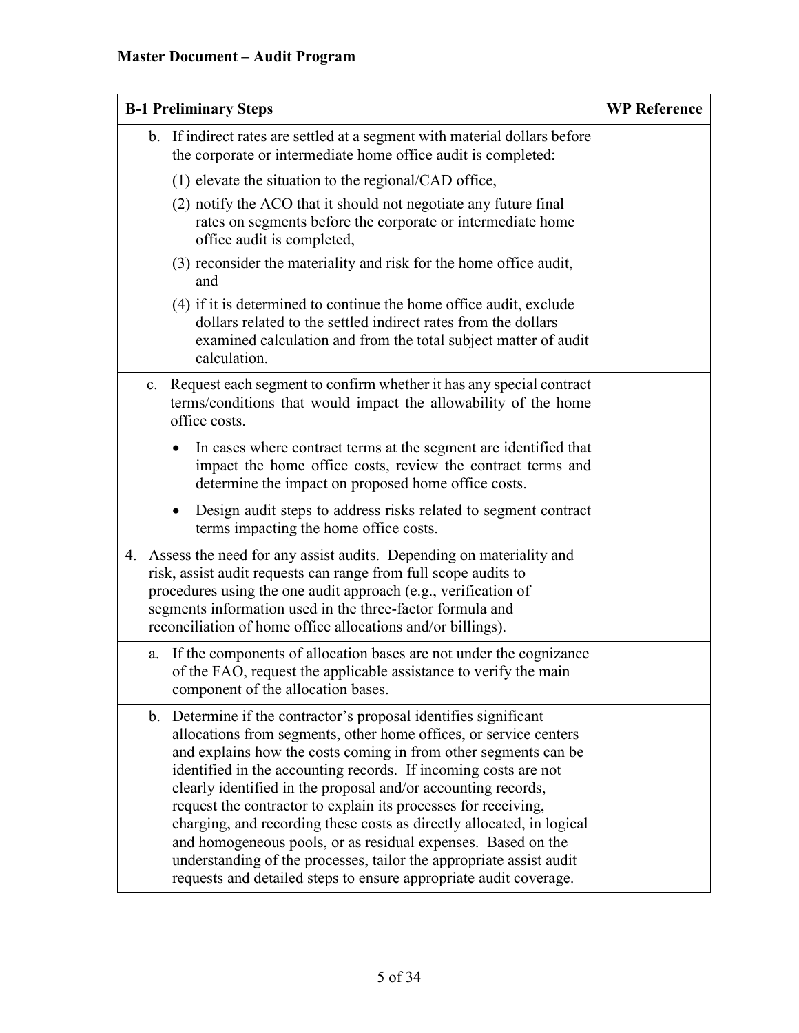**Master Document – Audit Program**

| B-1 Preliminary Steps | WP Reference |
|---|---|
| b. If indirect rates are settled at a segment with material dollars before the corporate or intermediate home office audit is completed:<br>(1) elevate the situation to the regional/CAD office,<br>(2) notify the ACO that it should not negotiate any future final rates on segments before the corporate or intermediate home office audit is completed,<br>(3) reconsider the materiality and risk for the home office audit, and<br>(4) if it is determined to continue the home office audit, exclude dollars related to the settled indirect rates from the dollars examined calculation and from the total subject matter of audit calculation. | |
| c. Request each segment to confirm whether it has any special contract terms/conditions that would impact the allowability of the home office costs.<br>• In cases where contract terms at the segment are identified that impact the home office costs, review the contract terms and determine the impact on proposed home office costs.<br>• Design audit steps to address risks related to segment contract terms impacting the home office costs. | |
| 4. Assess the need for any assist audits. Depending on materiality and risk, assist audit requests can range from full scope audits to procedures using the one audit approach (e.g., verification of segments information used in the three-factor formula and reconciliation of home office allocations and/or billings). | |
| a. If the components of allocation bases are not under the cognizance of the FAO, request the applicable assistance to verify the main component of the allocation bases. | |
| b. Determine if the contractor's proposal identifies significant allocations from segments, other home offices, or service centers and explains how the costs coming in from other segments can be identified in the accounting records. If incoming costs are not clearly identified in the proposal and/or accounting records, request the contractor to explain its processes for receiving, charging, and recording these costs as directly allocated, in logical and homogeneous pools, or as residual expenses. Based on the understanding of the processes, tailor the appropriate assist audit requests and detailed steps to ensure appropriate audit coverage. | |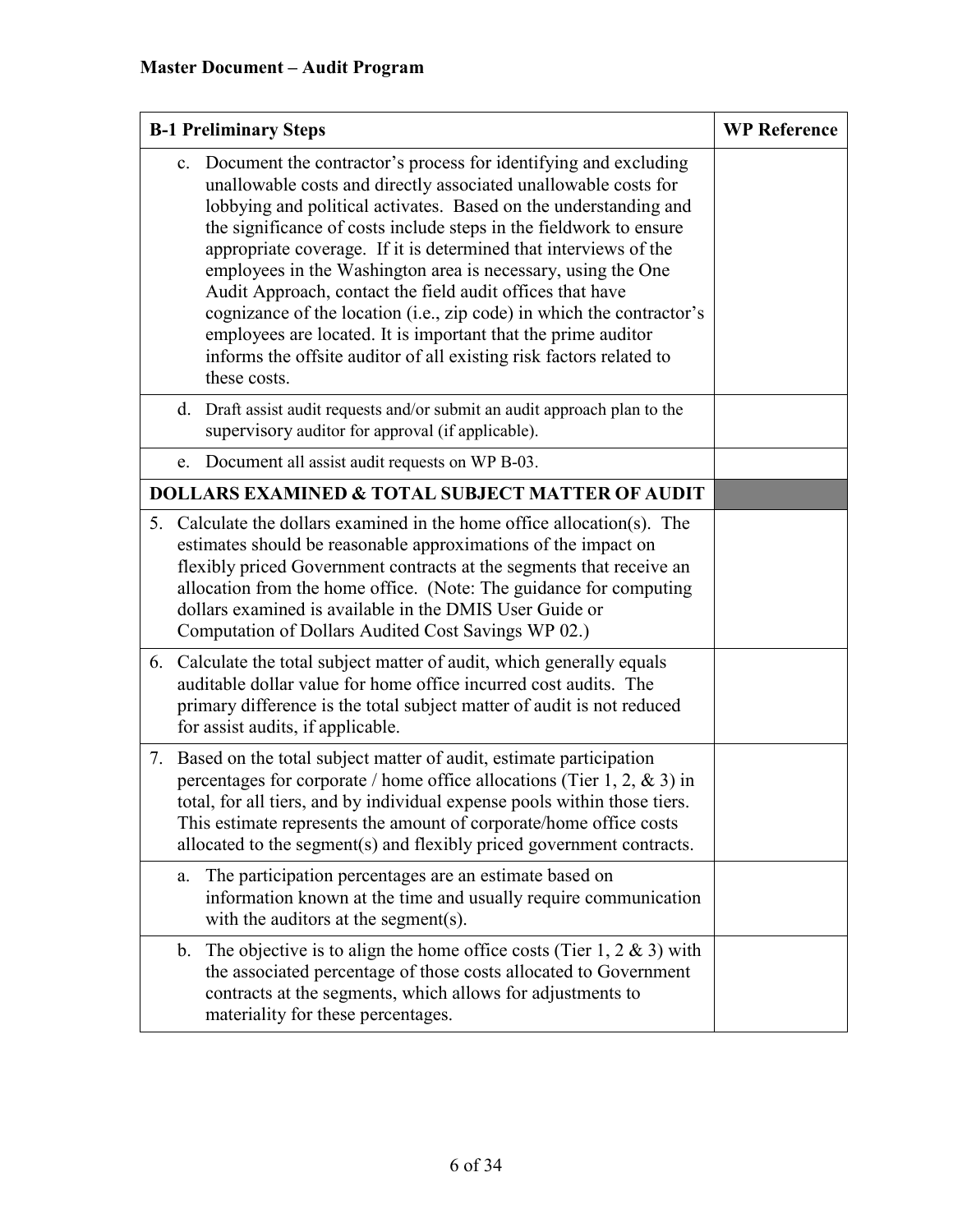**Master Document – Audit Program**

| B-1 Preliminary Steps | WP Reference |
|---|---|
| c. Document the contractor's process for identifying and excluding unallowable costs and directly associated unallowable costs for lobbying and political activates. Based on the understanding and the significance of costs include steps in the fieldwork to ensure appropriate coverage. If it is determined that interviews of the employees in the Washington area is necessary, using the One Audit Approach, contact the field audit offices that have cognizance of the location (i.e., zip code) in which the contractor's employees are located. It is important that the prime auditor informs the offsite auditor of all existing risk factors related to these costs. | |
| d. Draft assist audit requests and/or submit an audit approach plan to the supervisory auditor for approval (if applicable). | |
| e. Document all assist audit requests on WP B-03. | |
| **DOLLARS EXAMINED & TOTAL SUBJECT MATTER OF AUDIT** | |
| 5. Calculate the dollars examined in the home office allocation(s). The estimates should be reasonable approximations of the impact on flexibly priced Government contracts at the segments that receive an allocation from the home office. (Note: The guidance for computing dollars examined is available in the DMIS User Guide or Computation of Dollars Audited Cost Savings WP 02.) | |
| 6. Calculate the total subject matter of audit, which generally equals auditable dollar value for home office incurred cost audits. The primary difference is the total subject matter of audit is not reduced for assist audits, if applicable. | |
| 7. Based on the total subject matter of audit, estimate participation percentages for corporate / home office allocations (Tier 1, 2, & 3) in total, for all tiers, and by individual expense pools within those tiers. This estimate represents the amount of corporate/home office costs allocated to the segment(s) and flexibly priced government contracts. | |
| a. The participation percentages are an estimate based on information known at the time and usually require communication with the auditors at the segment(s). | |
| b. The objective is to align the home office costs (Tier 1, 2 & 3) with the associated percentage of those costs allocated to Government contracts at the segments, which allows for adjustments to materiality for these percentages. | |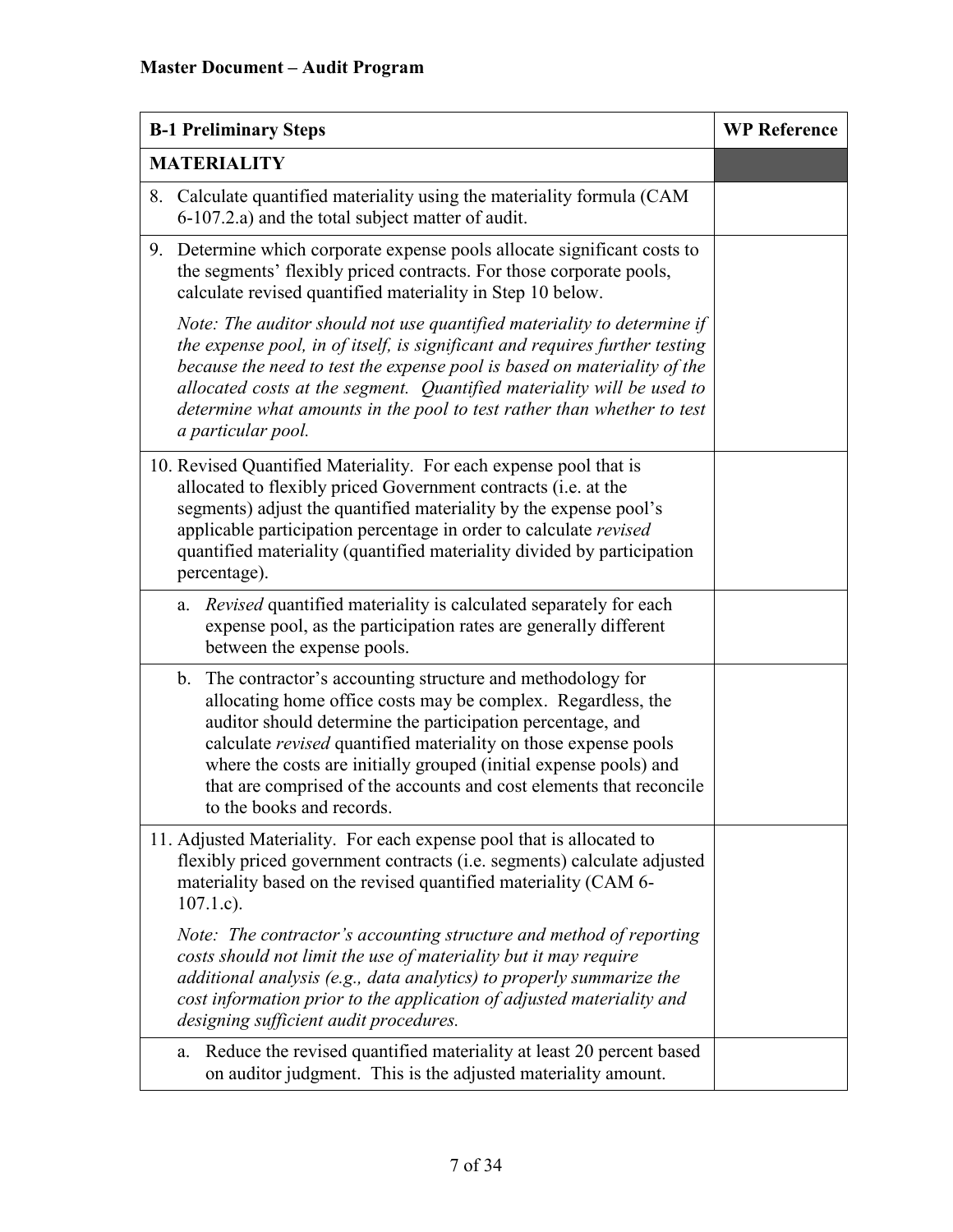**Master Document – Audit Program**

| **B-1 Preliminary Steps** | **WP Reference** |
|---|---|
| **MATERIALITY** | |
| 8. Calculate quantified materiality using the materiality formula (CAM 6-107.2.a) and the total subject matter of audit. | |
| 9. Determine which corporate expense pools allocate significant costs to the segments' flexibly priced contracts. For those corporate pools, calculate revised quantified materiality in Step 10 below.<br><br>*Note: The auditor should not use quantified materiality to determine if the expense pool, in of itself, is significant and requires further testing because the need to test the expense pool is based on materiality of the allocated costs at the segment. Quantified materiality will be used to determine what amounts in the pool to test rather than whether to test a particular pool.* | |
| 10. Revised Quantified Materiality. For each expense pool that is allocated to flexibly priced Government contracts (i.e. at the segments) adjust the quantified materiality by the expense pool's applicable participation percentage in order to calculate *revised* quantified materiality (quantified materiality divided by participation percentage). | |
| a. *Revised* quantified materiality is calculated separately for each expense pool, as the participation rates are generally different between the expense pools. | |
| b. The contractor's accounting structure and methodology for allocating home office costs may be complex. Regardless, the auditor should determine the participation percentage, and calculate *revised* quantified materiality on those expense pools where the costs are initially grouped (initial expense pools) and that are comprised of the accounts and cost elements that reconcile to the books and records. | |
| 11. Adjusted Materiality. For each expense pool that is allocated to flexibly priced government contracts (i.e. segments) calculate adjusted materiality based on the revised quantified materiality (CAM 6-107.1.c).<br><br>*Note: The contractor's accounting structure and method of reporting costs should not limit the use of materiality but it may require additional analysis (e.g., data analytics) to properly summarize the cost information prior to the application of adjusted materiality and designing sufficient audit procedures.* | |
| a. Reduce the revised quantified materiality at least 20 percent based on auditor judgment. This is the adjusted materiality amount. | |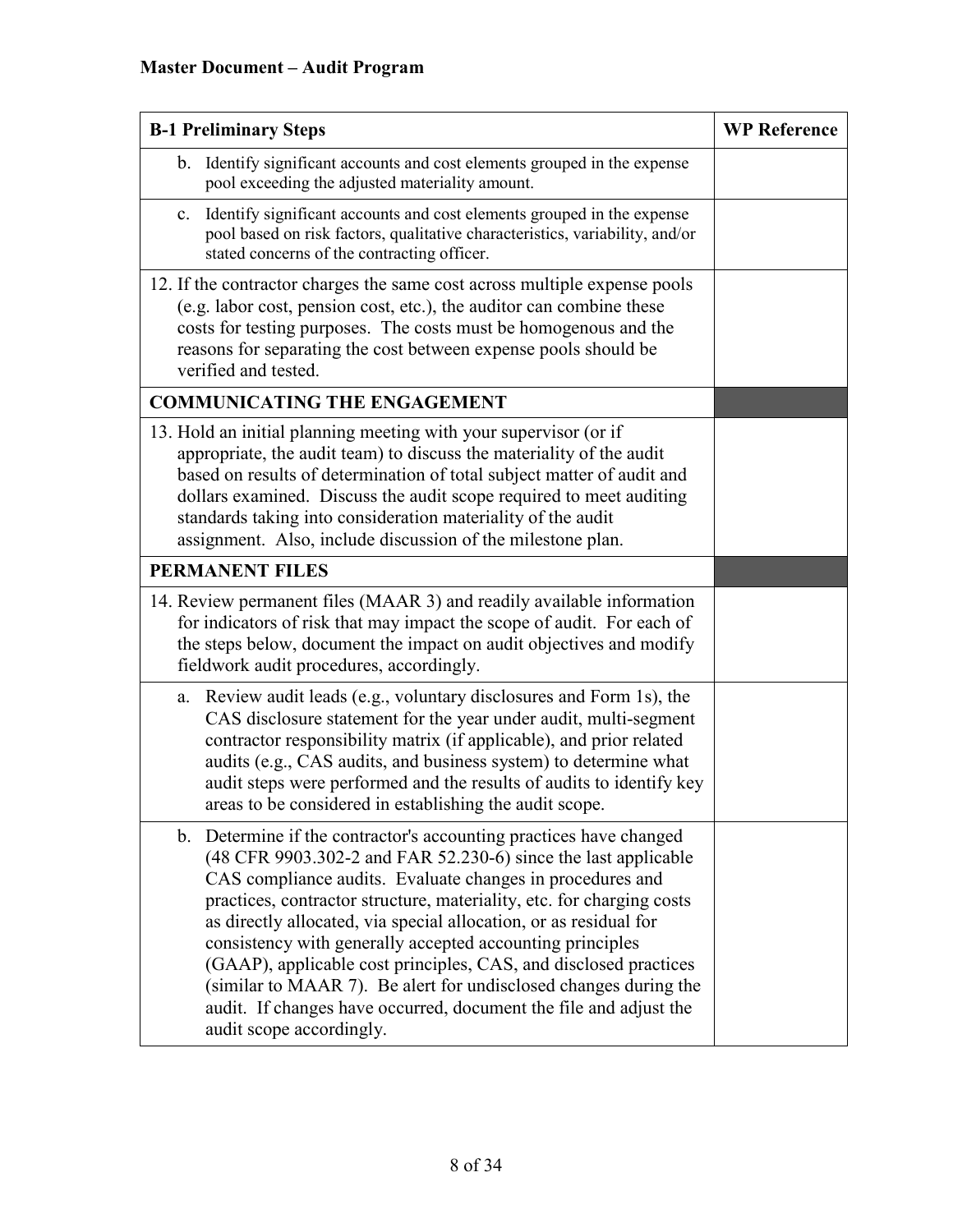**Master Document – Audit Program**

| B-1 Preliminary Steps | WP Reference |
|---|---|
| b. Identify significant accounts and cost elements grouped in the expense pool exceeding the adjusted materiality amount. | |
| c. Identify significant accounts and cost elements grouped in the expense pool based on risk factors, qualitative characteristics, variability, and/or stated concerns of the contracting officer. | |
| 12. If the contractor charges the same cost across multiple expense pools (e.g. labor cost, pension cost, etc.), the auditor can combine these costs for testing purposes. The costs must be homogenous and the reasons for separating the cost between expense pools should be verified and tested. | |
| **COMMUNICATING THE ENGAGEMENT** | |
| 13. Hold an initial planning meeting with your supervisor (or if appropriate, the audit team) to discuss the materiality of the audit based on results of determination of total subject matter of audit and dollars examined. Discuss the audit scope required to meet auditing standards taking into consideration materiality of the audit assignment. Also, include discussion of the milestone plan. | |
| **PERMANENT FILES** | |
| 14. Review permanent files (MAAR 3) and readily available information for indicators of risk that may impact the scope of audit. For each of the steps below, document the impact on audit objectives and modify fieldwork audit procedures, accordingly. | |
| a. Review audit leads (e.g., voluntary disclosures and Form 1s), the CAS disclosure statement for the year under audit, multi-segment contractor responsibility matrix (if applicable), and prior related audits (e.g., CAS audits, and business system) to determine what audit steps were performed and the results of audits to identify key areas to be considered in establishing the audit scope. | |
| b. Determine if the contractor's accounting practices have changed (48 CFR 9903.302-2 and FAR 52.230-6) since the last applicable CAS compliance audits. Evaluate changes in procedures and practices, contractor structure, materiality, etc. for charging costs as directly allocated, via special allocation, or as residual for consistency with generally accepted accounting principles (GAAP), applicable cost principles, CAS, and disclosed practices (similar to MAAR 7). Be alert for undisclosed changes during the audit. If changes have occurred, document the file and adjust the audit scope accordingly. | |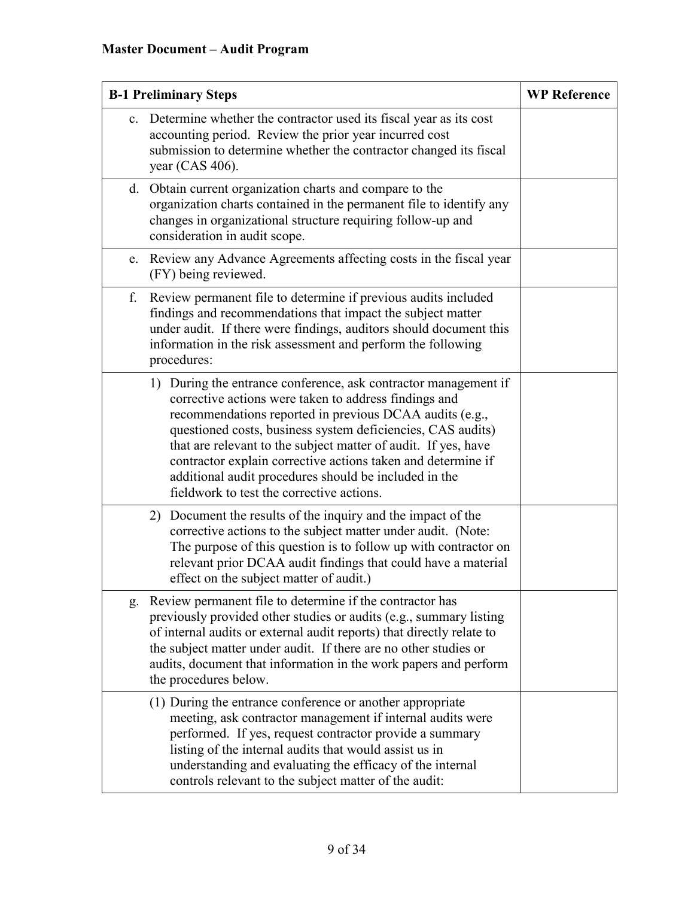**Master Document – Audit Program**

| B-1 Preliminary Steps | WP Reference |
|---|---|
| c. Determine whether the contractor used its fiscal year as its cost accounting period. Review the prior year incurred cost submission to determine whether the contractor changed its fiscal year (CAS 406). | |
| d. Obtain current organization charts and compare to the organization charts contained in the permanent file to identify any changes in organizational structure requiring follow-up and consideration in audit scope. | |
| e. Review any Advance Agreements affecting costs in the fiscal year (FY) being reviewed. | |
| f. Review permanent file to determine if previous audits included findings and recommendations that impact the subject matter under audit. If there were findings, auditors should document this information in the risk assessment and perform the following procedures: | |
| 1) During the entrance conference, ask contractor management if corrective actions were taken to address findings and recommendations reported in previous DCAA audits (e.g., questioned costs, business system deficiencies, CAS audits) that are relevant to the subject matter of audit. If yes, have contractor explain corrective actions taken and determine if additional audit procedures should be included in the fieldwork to test the corrective actions. | |
| 2) Document the results of the inquiry and the impact of the corrective actions to the subject matter under audit. (Note: The purpose of this question is to follow up with contractor on relevant prior DCAA audit findings that could have a material effect on the subject matter of audit.) | |
| g. Review permanent file to determine if the contractor has previously provided other studies or audits (e.g., summary listing of internal audits or external audit reports) that directly relate to the subject matter under audit. If there are no other studies or audits, document that information in the work papers and perform the procedures below. | |
| (1) During the entrance conference or another appropriate meeting, ask contractor management if internal audits were performed. If yes, request contractor provide a summary listing of the internal audits that would assist us in understanding and evaluating the efficacy of the internal controls relevant to the subject matter of the audit: | |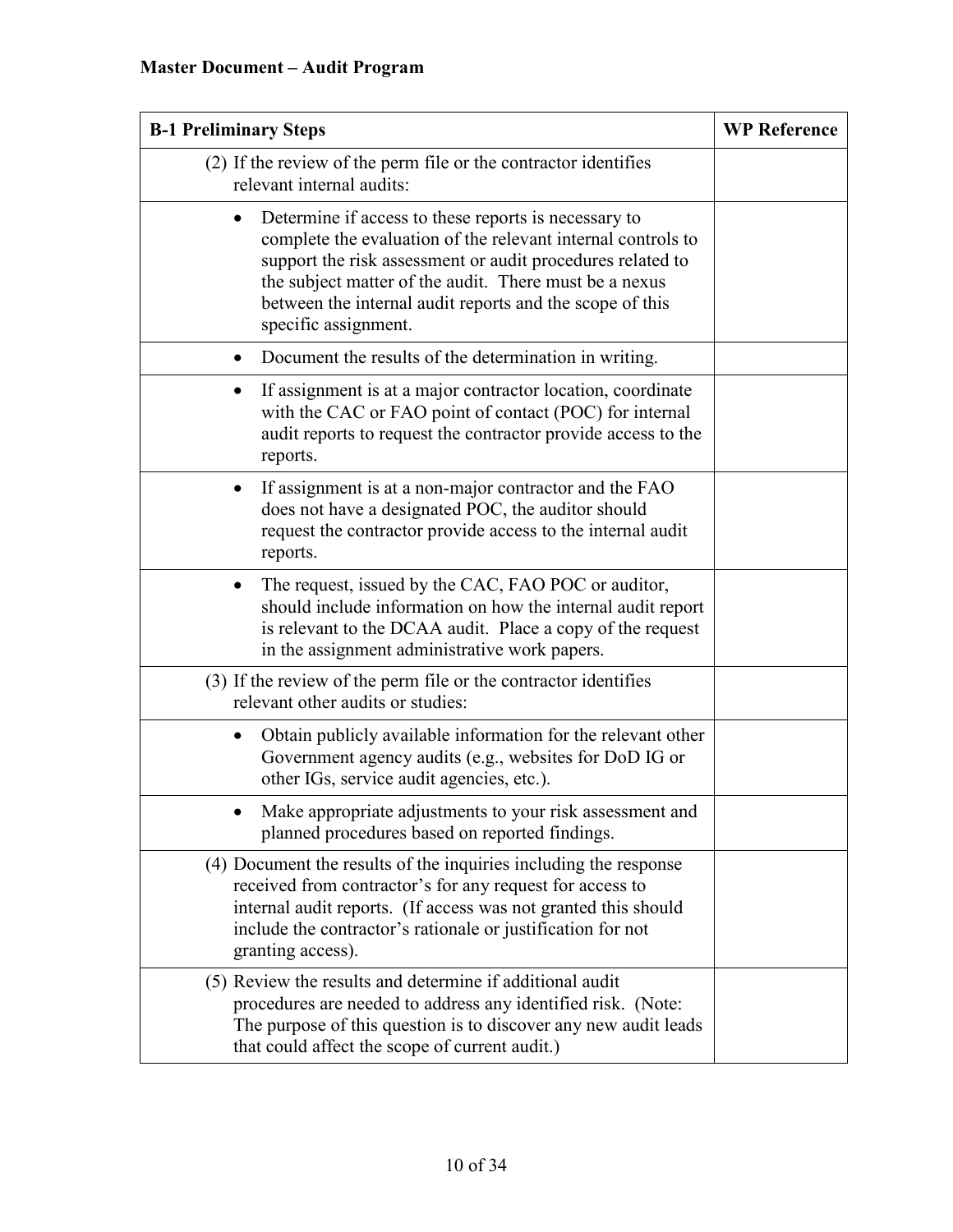**Master Document – Audit Program**

| B-1 Preliminary Steps | WP Reference |
| --- | --- |
| (2) If the review of the perm file or the contractor identifies relevant internal audits: | |
| • Determine if access to these reports is necessary to complete the evaluation of the relevant internal controls to support the risk assessment or audit procedures related to the subject matter of the audit. There must be a nexus between the internal audit reports and the scope of this specific assignment. | |
| • Document the results of the determination in writing. | |
| • If assignment is at a major contractor location, coordinate with the CAC or FAO point of contact (POC) for internal audit reports to request the contractor provide access to the reports. | |
| • If assignment is at a non-major contractor and the FAO does not have a designated POC, the auditor should request the contractor provide access to the internal audit reports. | |
| • The request, issued by the CAC, FAO POC or auditor, should include information on how the internal audit report is relevant to the DCAA audit. Place a copy of the request in the assignment administrative work papers. | |
| (3) If the review of the perm file or the contractor identifies relevant other audits or studies: | |
| • Obtain publicly available information for the relevant other Government agency audits (e.g., websites for DoD IG or other IGs, service audit agencies, etc.). | |
| • Make appropriate adjustments to your risk assessment and planned procedures based on reported findings. | |
| (4) Document the results of the inquiries including the response received from contractor's for any request for access to internal audit reports. (If access was not granted this should include the contractor's rationale or justification for not granting access). | |
| (5) Review the results and determine if additional audit procedures are needed to address any identified risk. (Note: The purpose of this question is to discover any new audit leads that could affect the scope of current audit.) | |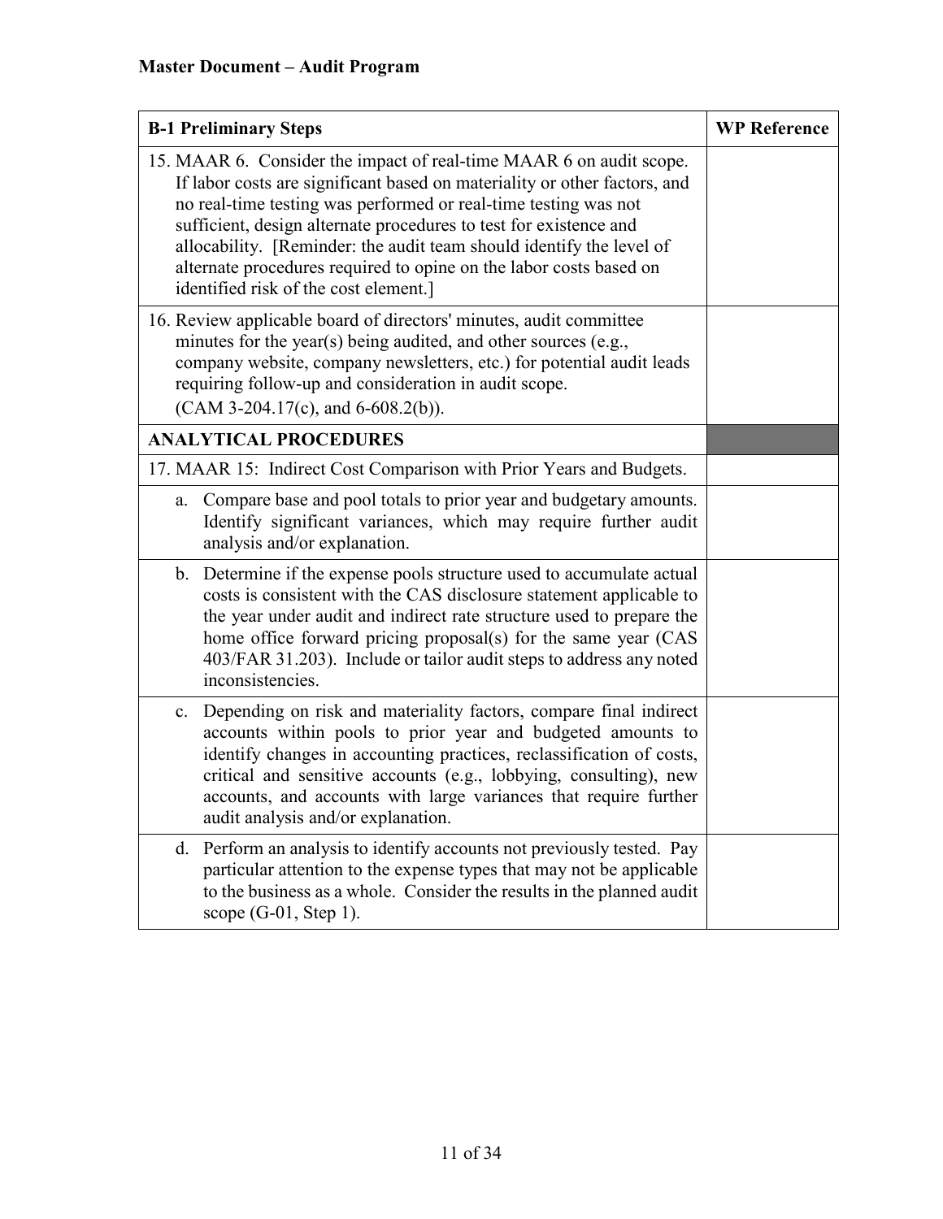**Master Document – Audit Program**

| B-1 Preliminary Steps | WP Reference |
|---|---|
| 15. MAAR 6. Consider the impact of real-time MAAR 6 on audit scope. If labor costs are significant based on materiality or other factors, and no real-time testing was performed or real-time testing was not sufficient, design alternate procedures to test for existence and allocability. [Reminder: the audit team should identify the level of alternate procedures required to opine on the labor costs based on identified risk of the cost element.] | |
| 16. Review applicable board of directors' minutes, audit committee minutes for the year(s) being audited, and other sources (e.g., company website, company newsletters, etc.) for potential audit leads requiring follow-up and consideration in audit scope. (CAM 3-204.17(c), and 6-608.2(b)). | |
| **ANALYTICAL PROCEDURES** | |
| 17. MAAR 15: Indirect Cost Comparison with Prior Years and Budgets. | |
| a. Compare base and pool totals to prior year and budgetary amounts. Identify significant variances, which may require further audit analysis and/or explanation. | |
| b. Determine if the expense pools structure used to accumulate actual costs is consistent with the CAS disclosure statement applicable to the year under audit and indirect rate structure used to prepare the home office forward pricing proposal(s) for the same year (CAS 403/FAR 31.203). Include or tailor audit steps to address any noted inconsistencies. | |
| c. Depending on risk and materiality factors, compare final indirect accounts within pools to prior year and budgeted amounts to identify changes in accounting practices, reclassification of costs, critical and sensitive accounts (e.g., lobbying, consulting), new accounts, and accounts with large variances that require further audit analysis and/or explanation. | |
| d. Perform an analysis to identify accounts not previously tested. Pay particular attention to the expense types that may not be applicable to the business as a whole. Consider the results in the planned audit scope (G-01, Step 1). | |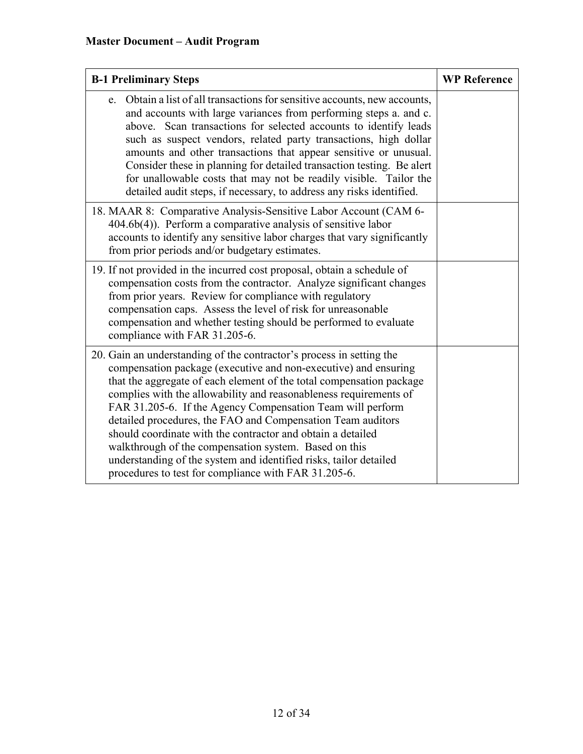**Master Document – Audit Program**

| B-1 Preliminary Steps | WP Reference |
| --- | --- |
| e. Obtain a list of all transactions for sensitive accounts, new accounts, and accounts with large variances from performing steps a. and c. above. Scan transactions for selected accounts to identify leads such as suspect vendors, related party transactions, high dollar amounts and other transactions that appear sensitive or unusual. Consider these in planning for detailed transaction testing. Be alert for unallowable costs that may not be readily visible. Tailor the detailed audit steps, if necessary, to address any risks identified. | |
| 18. MAAR 8: Comparative Analysis-Sensitive Labor Account (CAM 6-404.6b(4)). Perform a comparative analysis of sensitive labor accounts to identify any sensitive labor charges that vary significantly from prior periods and/or budgetary estimates. | |
| 19. If not provided in the incurred cost proposal, obtain a schedule of compensation costs from the contractor. Analyze significant changes from prior years. Review for compliance with regulatory compensation caps. Assess the level of risk for unreasonable compensation and whether testing should be performed to evaluate compliance with FAR 31.205-6. | |
| 20. Gain an understanding of the contractor's process in setting the compensation package (executive and non-executive) and ensuring that the aggregate of each element of the total compensation package complies with the allowability and reasonableness requirements of FAR 31.205-6. If the Agency Compensation Team will perform detailed procedures, the FAO and Compensation Team auditors should coordinate with the contractor and obtain a detailed walkthrough of the compensation system. Based on this understanding of the system and identified risks, tailor detailed procedures to test for compliance with FAR 31.205-6. | |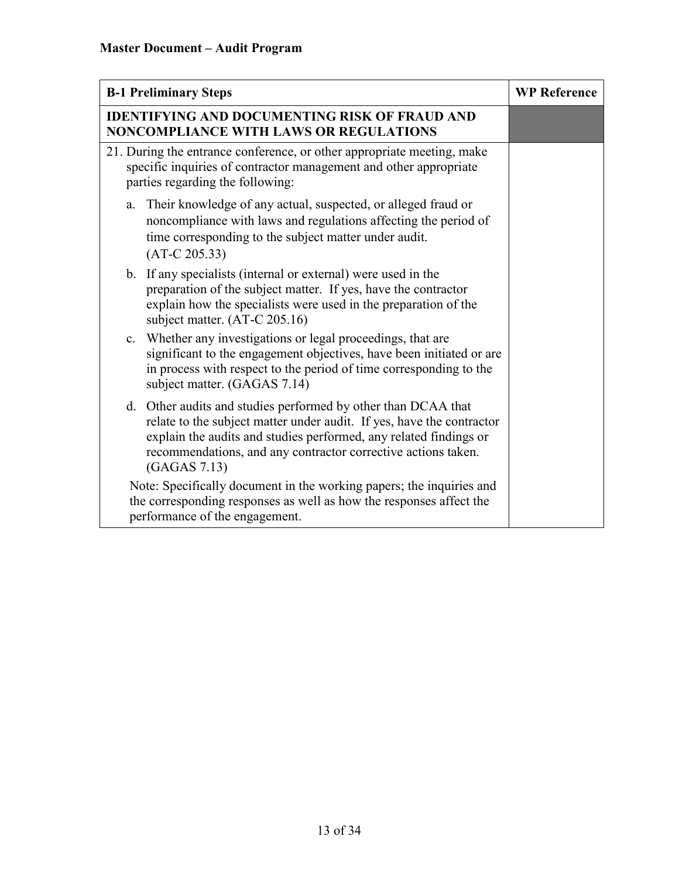**Master Document – Audit Program**

| B-1 Preliminary Steps | WP Reference |
|---|---|
| **IDENTIFYING AND DOCUMENTING RISK OF FRAUD AND NONCOMPLIANCE WITH LAWS OR REGULATIONS** | |
| 21. During the entrance conference, or other appropriate meeting, make specific inquiries of contractor management and other appropriate parties regarding the following:<br><br>a. Their knowledge of any actual, suspected, or alleged fraud or noncompliance with laws and regulations affecting the period of time corresponding to the subject matter under audit. (AT-C 205.33)<br><br>b. If any specialists (internal or external) were used in the preparation of the subject matter. If yes, have the contractor explain how the specialists were used in the preparation of the subject matter. (AT-C 205.16)<br><br>c. Whether any investigations or legal proceedings, that are significant to the engagement objectives, have been initiated or are in process with respect to the period of time corresponding to the subject matter. (GAGAS 7.14)<br><br>d. Other audits and studies performed by other than DCAA that relate to the subject matter under audit. If yes, have the contractor explain the audits and studies performed, any related findings or recommendations, and any contractor corrective actions taken. (GAGAS 7.13)<br><br>Note: Specifically document in the working papers; the inquiries and the corresponding responses as well as how the responses affect the performance of the engagement. | |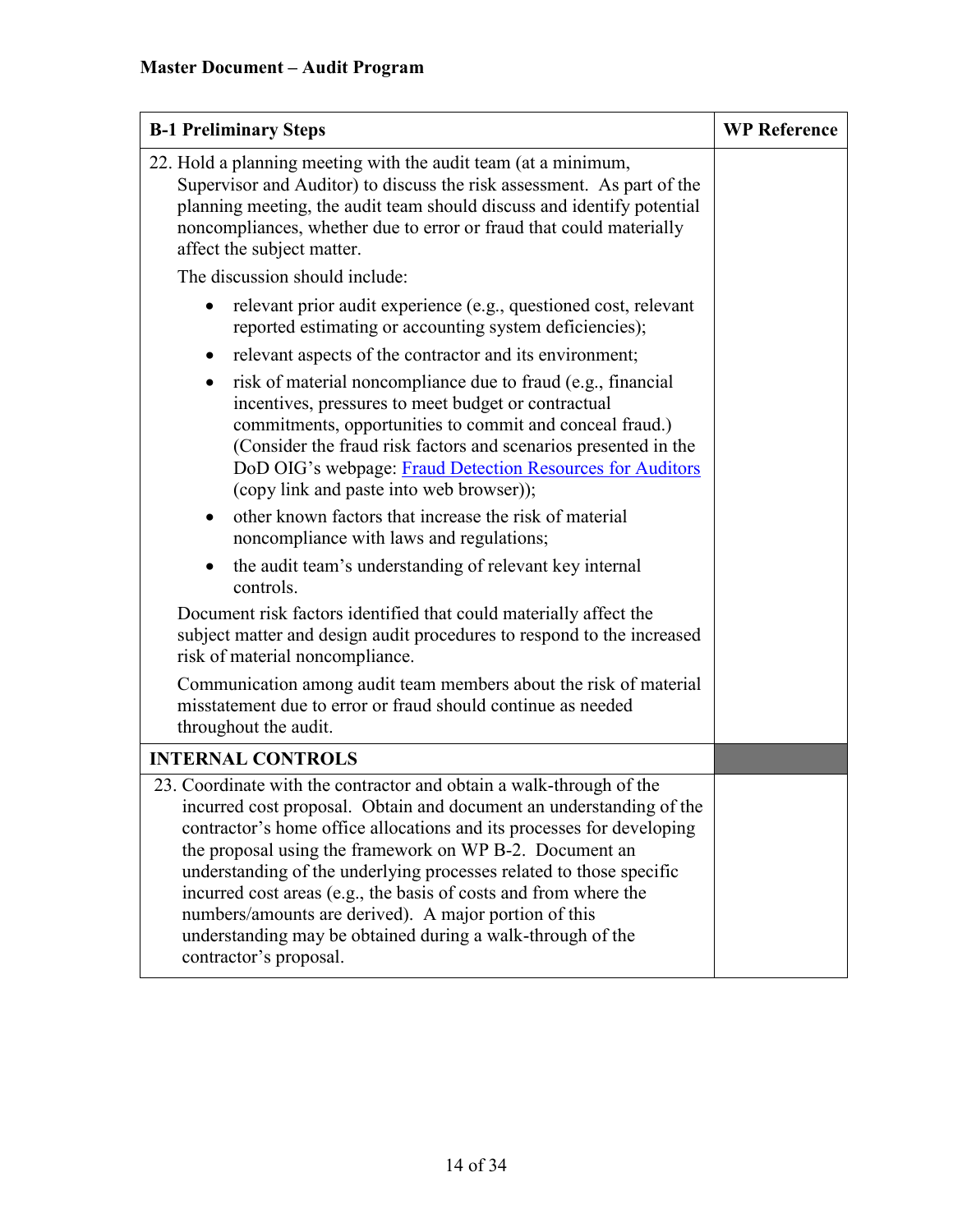**Master Document – Audit Program**

| B-1 Preliminary Steps | WP Reference |
|---|---|
| 22. Hold a planning meeting with the audit team (at a minimum, Supervisor and Auditor) to discuss the risk assessment. As part of the planning meeting, the audit team should discuss and identify potential noncompliances, whether due to error or fraud that could materially affect the subject matter.<br><br>The discussion should include:<br><br>• relevant prior audit experience (e.g., questioned cost, relevant reported estimating or accounting system deficiencies);<br>• relevant aspects of the contractor and its environment;<br>• risk of material noncompliance due to fraud (e.g., financial incentives, pressures to meet budget or contractual commitments, opportunities to commit and conceal fraud.) (Consider the fraud risk factors and scenarios presented in the DoD OIG's webpage: Fraud Detection Resources for Auditors (copy link and paste into web browser));<br>• other known factors that increase the risk of material noncompliance with laws and regulations;<br>• the audit team's understanding of relevant key internal controls.<br><br>Document risk factors identified that could materially affect the subject matter and design audit procedures to respond to the increased risk of material noncompliance.<br><br>Communication among audit team members about the risk of material misstatement due to error or fraud should continue as needed throughout the audit. | |
| **INTERNAL CONTROLS** | |
| 23. Coordinate with the contractor and obtain a walk-through of the incurred cost proposal. Obtain and document an understanding of the contractor's home office allocations and its processes for developing the proposal using the framework on WP B-2. Document an understanding of the underlying processes related to those specific incurred cost areas (e.g., the basis of costs and from where the numbers/amounts are derived). A major portion of this understanding may be obtained during a walk-through of the contractor's proposal. | |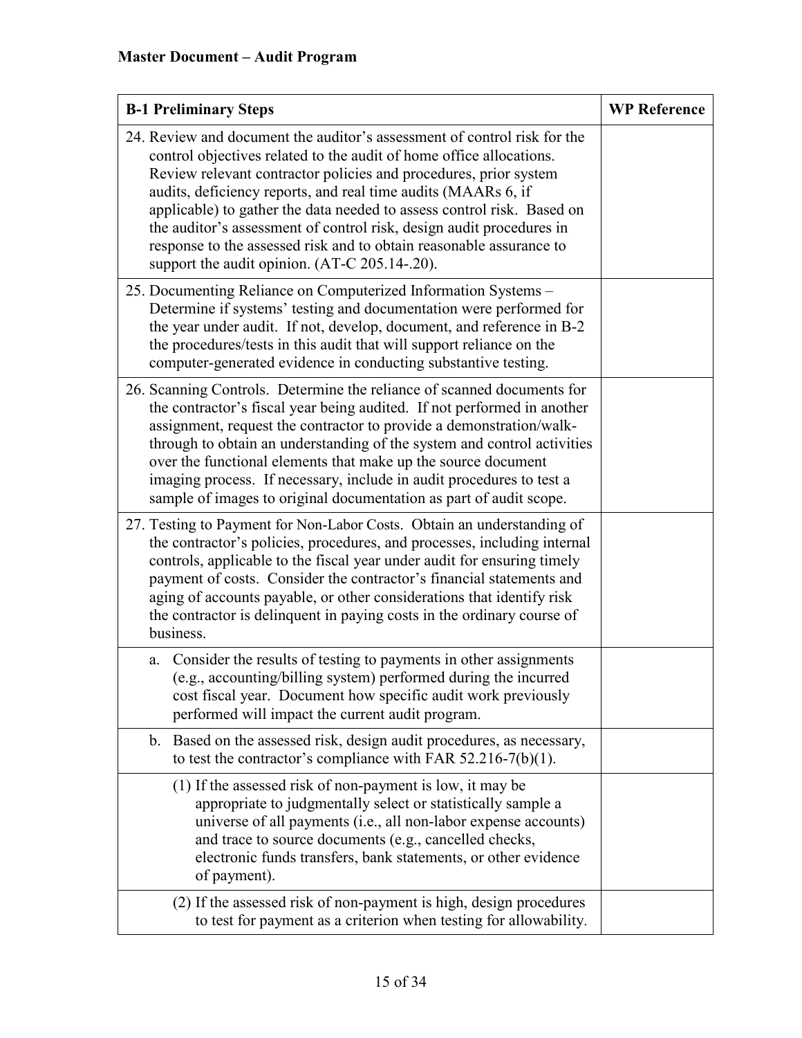**Master Document – Audit Program**

| B-1 Preliminary Steps | WP Reference |
|---|---|
| 24. Review and document the auditor's assessment of control risk for the control objectives related to the audit of home office allocations. Review relevant contractor policies and procedures, prior system audits, deficiency reports, and real time audits (MAARs 6, if applicable) to gather the data needed to assess control risk. Based on the auditor's assessment of control risk, design audit procedures in response to the assessed risk and to obtain reasonable assurance to support the audit opinion. (AT-C 205.14-.20). | |
| 25. Documenting Reliance on Computerized Information Systems – Determine if systems' testing and documentation were performed for the year under audit. If not, develop, document, and reference in B-2 the procedures/tests in this audit that will support reliance on the computer-generated evidence in conducting substantive testing. | |
| 26. Scanning Controls. Determine the reliance of scanned documents for the contractor's fiscal year being audited. If not performed in another assignment, request the contractor to provide a demonstration/walk-through to obtain an understanding of the system and control activities over the functional elements that make up the source document imaging process. If necessary, include in audit procedures to test a sample of images to original documentation as part of audit scope. | |
| 27. Testing to Payment for Non-Labor Costs. Obtain an understanding of the contractor's policies, procedures, and processes, including internal controls, applicable to the fiscal year under audit for ensuring timely payment of costs. Consider the contractor's financial statements and aging of accounts payable, or other considerations that identify risk the contractor is delinquent in paying costs in the ordinary course of business. | |
| a. Consider the results of testing to payments in other assignments (e.g., accounting/billing system) performed during the incurred cost fiscal year. Document how specific audit work previously performed will impact the current audit program. | |
| b. Based on the assessed risk, design audit procedures, as necessary, to test the contractor's compliance with FAR 52.216-7(b)(1). | |
| (1) If the assessed risk of non-payment is low, it may be appropriate to judgmentally select or statistically sample a universe of all payments (i.e., all non-labor expense accounts) and trace to source documents (e.g., cancelled checks, electronic funds transfers, bank statements, or other evidence of payment). | |
| (2) If the assessed risk of non-payment is high, design procedures to test for payment as a criterion when testing for allowability. | |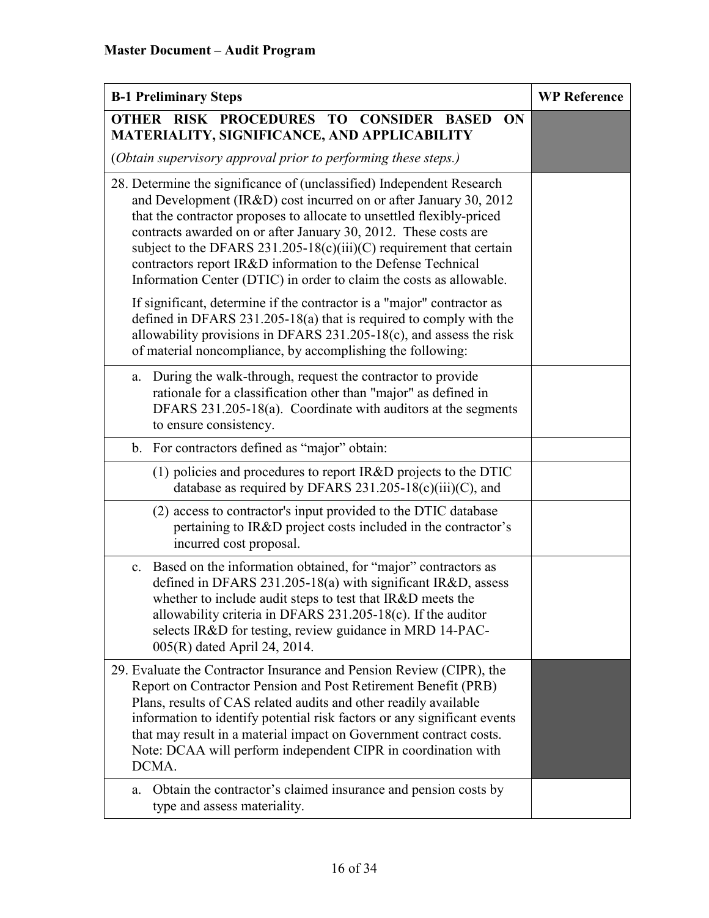**Master Document – Audit Program**

| B-1 Preliminary Steps | WP Reference |
|---|---|
| **OTHER RISK PROCEDURES TO CONSIDER BASED ON MATERIALITY, SIGNIFICANCE, AND APPLICABILITY**<br><br>(*Obtain supervisory approval prior to performing these steps.*) | |
| 28. Determine the significance of (unclassified) Independent Research and Development (IR&D) cost incurred on or after January 30, 2012 that the contractor proposes to allocate to unsettled flexibly-priced contracts awarded on or after January 30, 2012. These costs are subject to the DFARS 231.205-18(c)(iii)(C) requirement that certain contractors report IR&D information to the Defense Technical Information Center (DTIC) in order to claim the costs as allowable.<br><br>If significant, determine if the contractor is a "major" contractor as defined in DFARS 231.205-18(a) that is required to comply with the allowability provisions in DFARS 231.205-18(c), and assess the risk of material noncompliance, by accomplishing the following: | |
| a. During the walk-through, request the contractor to provide rationale for a classification other than "major" as defined in DFARS 231.205-18(a). Coordinate with auditors at the segments to ensure consistency. | |
| b. For contractors defined as "major" obtain: | |
| (1) policies and procedures to report IR&D projects to the DTIC database as required by DFARS 231.205-18(c)(iii)(C), and | |
| (2) access to contractor's input provided to the DTIC database pertaining to IR&D project costs included in the contractor's incurred cost proposal. | |
| c. Based on the information obtained, for "major" contractors as defined in DFARS 231.205-18(a) with significant IR&D, assess whether to include audit steps to test that IR&D meets the allowability criteria in DFARS 231.205-18(c). If the auditor selects IR&D for testing, review guidance in MRD 14-PAC-005(R) dated April 24, 2014. | |
| 29. Evaluate the Contractor Insurance and Pension Review (CIPR), the Report on Contractor Pension and Post Retirement Benefit (PRB) Plans, results of CAS related audits and other readily available information to identify potential risk factors or any significant events that may result in a material impact on Government contract costs. Note: DCAA will perform independent CIPR in coordination with DCMA. | |
| a. Obtain the contractor's claimed insurance and pension costs by type and assess materiality. | |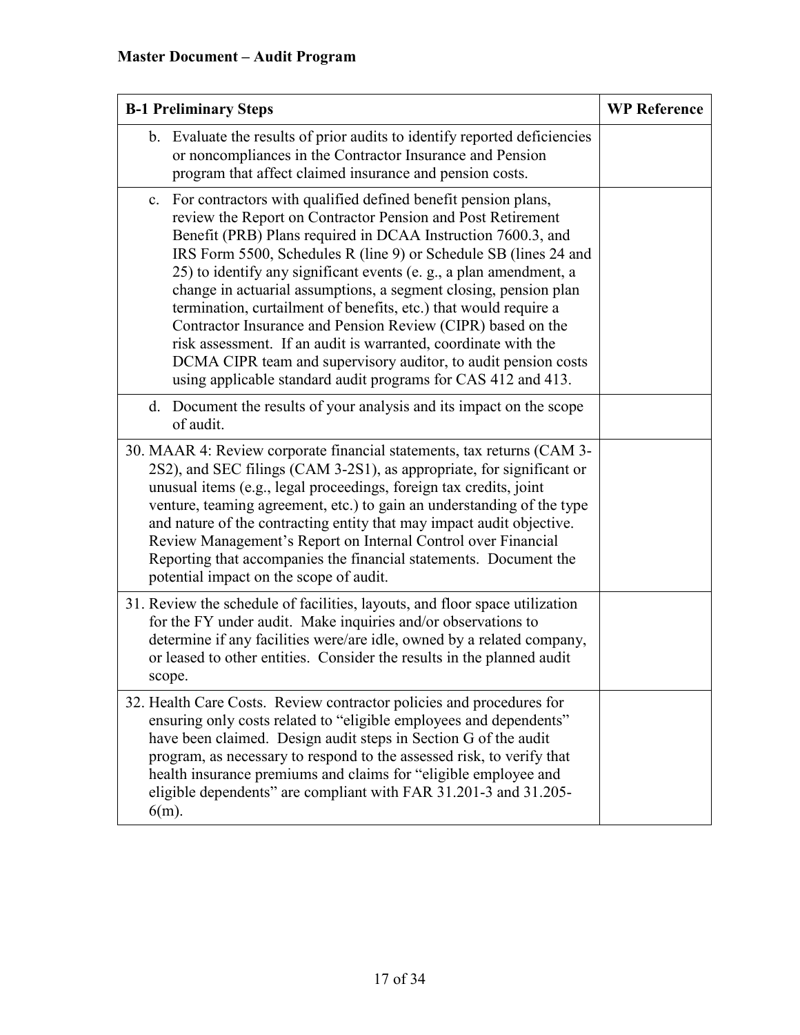**Master Document – Audit Program**

| B-1 Preliminary Steps | WP Reference |
|---|---|
| b. Evaluate the results of prior audits to identify reported deficiencies or noncompliances in the Contractor Insurance and Pension program that affect claimed insurance and pension costs. | |
| c. For contractors with qualified defined benefit pension plans, review the Report on Contractor Pension and Post Retirement Benefit (PRB) Plans required in DCAA Instruction 7600.3, and IRS Form 5500, Schedules R (line 9) or Schedule SB (lines 24 and 25) to identify any significant events (e. g., a plan amendment, a change in actuarial assumptions, a segment closing, pension plan termination, curtailment of benefits, etc.) that would require a Contractor Insurance and Pension Review (CIPR) based on the risk assessment. If an audit is warranted, coordinate with the DCMA CIPR team and supervisory auditor, to audit pension costs using applicable standard audit programs for CAS 412 and 413. | |
| d. Document the results of your analysis and its impact on the scope of audit. | |
| 30. MAAR 4: Review corporate financial statements, tax returns (CAM 3-2S2), and SEC filings (CAM 3-2S1), as appropriate, for significant or unusual items (e.g., legal proceedings, foreign tax credits, joint venture, teaming agreement, etc.) to gain an understanding of the type and nature of the contracting entity that may impact audit objective. Review Management's Report on Internal Control over Financial Reporting that accompanies the financial statements. Document the potential impact on the scope of audit. | |
| 31. Review the schedule of facilities, layouts, and floor space utilization for the FY under audit. Make inquiries and/or observations to determine if any facilities were/are idle, owned by a related company, or leased to other entities. Consider the results in the planned audit scope. | |
| 32. Health Care Costs. Review contractor policies and procedures for ensuring only costs related to "eligible employees and dependents" have been claimed. Design audit steps in Section G of the audit program, as necessary to respond to the assessed risk, to verify that health insurance premiums and claims for "eligible employee and eligible dependents" are compliant with FAR 31.201-3 and 31.205-6(m). | |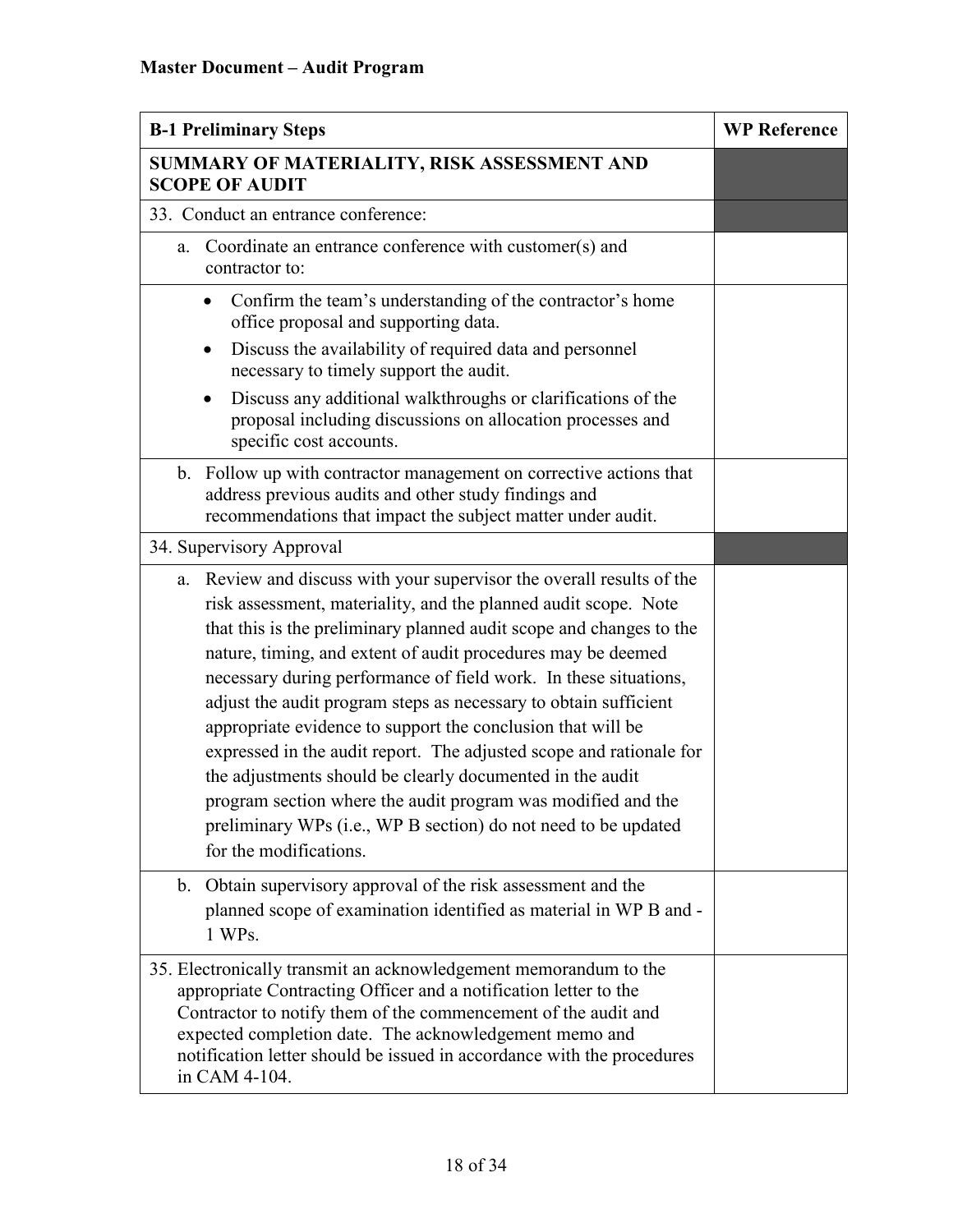**Master Document – Audit Program**

| B-1 Preliminary Steps | WP Reference |
|---|---|
| **SUMMARY OF MATERIALITY, RISK ASSESSMENT AND SCOPE OF AUDIT** | |
| 33. Conduct an entrance conference: | |
| a. Coordinate an entrance conference with customer(s) and contractor to: | |
| • Confirm the team's understanding of the contractor's home office proposal and supporting data. <br> • Discuss the availability of required data and personnel necessary to timely support the audit. <br> • Discuss any additional walkthroughs or clarifications of the proposal including discussions on allocation processes and specific cost accounts. | |
| b. Follow up with contractor management on corrective actions that address previous audits and other study findings and recommendations that impact the subject matter under audit. | |
| 34. Supervisory Approval | |
| a. Review and discuss with your supervisor the overall results of the risk assessment, materiality, and the planned audit scope. Note that this is the preliminary planned audit scope and changes to the nature, timing, and extent of audit procedures may be deemed necessary during performance of field work. In these situations, adjust the audit program steps as necessary to obtain sufficient appropriate evidence to support the conclusion that will be expressed in the audit report. The adjusted scope and rationale for the adjustments should be clearly documented in the audit program section where the audit program was modified and the preliminary WPs (i.e., WP B section) do not need to be updated for the modifications. | |
| b. Obtain supervisory approval of the risk assessment and the planned scope of examination identified as material in WP B and -1 WPs. | |
| 35. Electronically transmit an acknowledgement memorandum to the appropriate Contracting Officer and a notification letter to the Contractor to notify them of the commencement of the audit and expected completion date. The acknowledgement memo and notification letter should be issued in accordance with the procedures in CAM 4-104. | |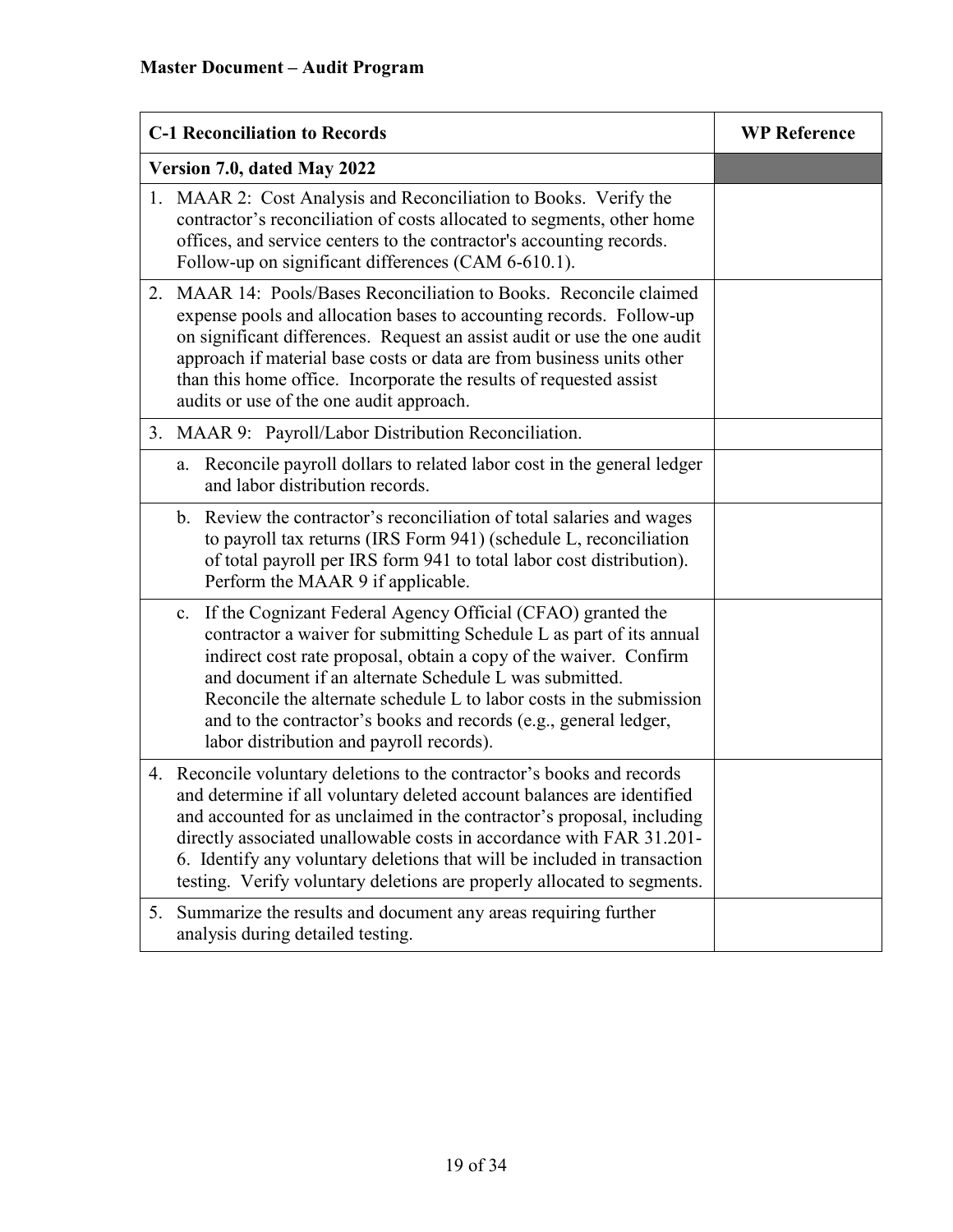**Master Document – Audit Program**

| C-1 Reconciliation to Records | WP Reference |
|---|---|
| **Version 7.0, dated May 2022** | |
| 1. MAAR 2: Cost Analysis and Reconciliation to Books. Verify the contractor's reconciliation of costs allocated to segments, other home offices, and service centers to the contractor's accounting records. Follow-up on significant differences (CAM 6-610.1). | |
| 2. MAAR 14: Pools/Bases Reconciliation to Books. Reconcile claimed expense pools and allocation bases to accounting records. Follow-up on significant differences. Request an assist audit or use the one audit approach if material base costs or data are from business units other than this home office. Incorporate the results of requested assist audits or use of the one audit approach. | |
| 3. MAAR 9: Payroll/Labor Distribution Reconciliation. | |
| a. Reconcile payroll dollars to related labor cost in the general ledger and labor distribution records. | |
| b. Review the contractor's reconciliation of total salaries and wages to payroll tax returns (IRS Form 941) (schedule L, reconciliation of total payroll per IRS form 941 to total labor cost distribution). Perform the MAAR 9 if applicable. | |
| c. If the Cognizant Federal Agency Official (CFAO) granted the contractor a waiver for submitting Schedule L as part of its annual indirect cost rate proposal, obtain a copy of the waiver. Confirm and document if an alternate Schedule L was submitted. Reconcile the alternate schedule L to labor costs in the submission and to the contractor's books and records (e.g., general ledger, labor distribution and payroll records). | |
| 4. Reconcile voluntary deletions to the contractor's books and records and determine if all voluntary deleted account balances are identified and accounted for as unclaimed in the contractor's proposal, including directly associated unallowable costs in accordance with FAR 31.201-6. Identify any voluntary deletions that will be included in transaction testing. Verify voluntary deletions are properly allocated to segments. | |
| 5. Summarize the results and document any areas requiring further analysis during detailed testing. | |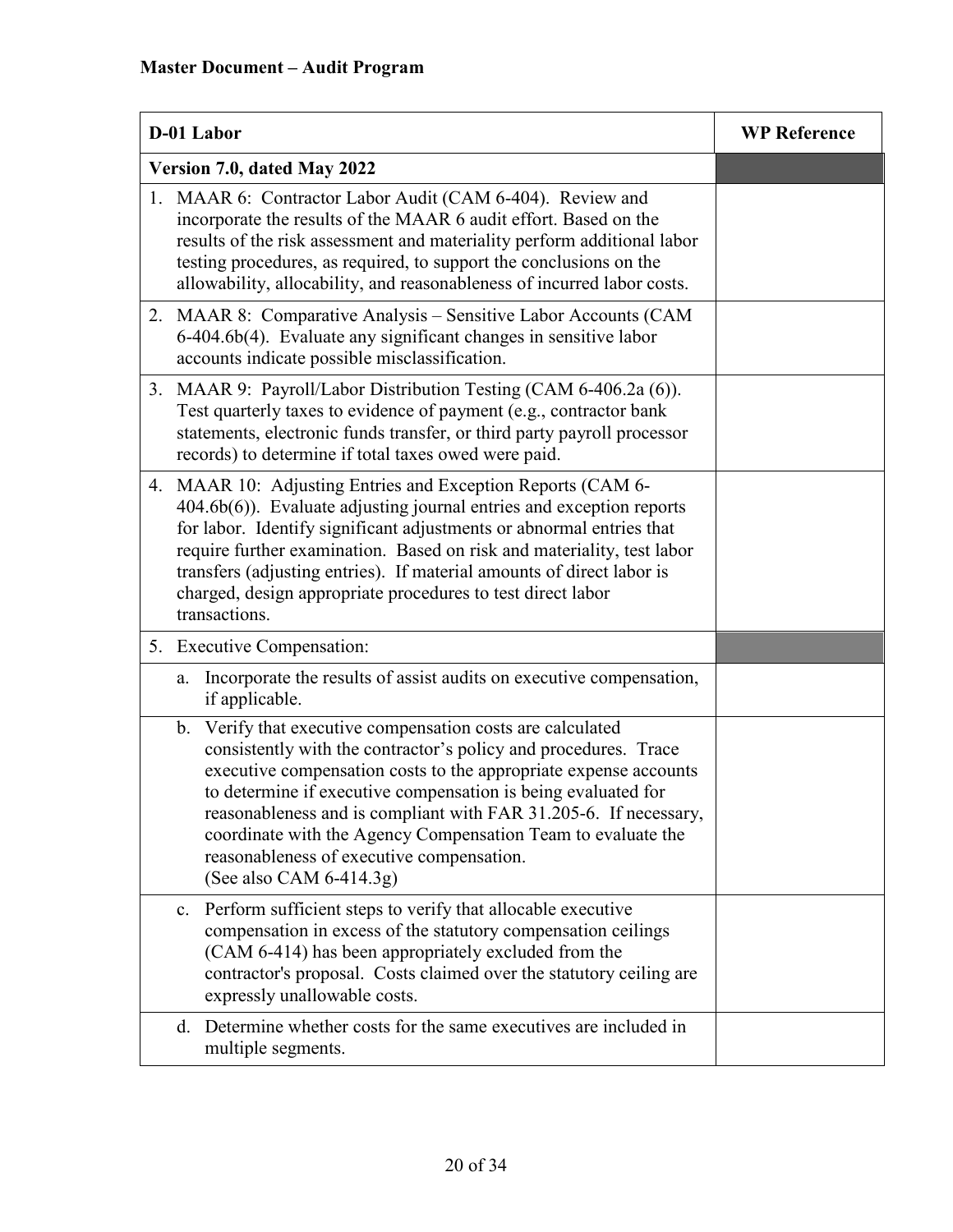**Master Document – Audit Program**

| D-01 Labor | WP Reference |
|---|---|
| **Version 7.0, dated May 2022** | |
| 1. MAAR 6: Contractor Labor Audit (CAM 6-404). Review and incorporate the results of the MAAR 6 audit effort. Based on the results of the risk assessment and materiality perform additional labor testing procedures, as required, to support the conclusions on the allowability, allocability, and reasonableness of incurred labor costs. | |
| 2. MAAR 8: Comparative Analysis – Sensitive Labor Accounts (CAM 6-404.6b(4). Evaluate any significant changes in sensitive labor accounts indicate possible misclassification. | |
| 3. MAAR 9: Payroll/Labor Distribution Testing (CAM 6-406.2a (6)). Test quarterly taxes to evidence of payment (e.g., contractor bank statements, electronic funds transfer, or third party payroll processor records) to determine if total taxes owed were paid. | |
| 4. MAAR 10: Adjusting Entries and Exception Reports (CAM 6-404.6b(6)). Evaluate adjusting journal entries and exception reports for labor. Identify significant adjustments or abnormal entries that require further examination. Based on risk and materiality, test labor transfers (adjusting entries). If material amounts of direct labor is charged, design appropriate procedures to test direct labor transactions. | |
| 5. Executive Compensation: | |
| a. Incorporate the results of assist audits on executive compensation, if applicable. | |
| b. Verify that executive compensation costs are calculated consistently with the contractor's policy and procedures. Trace executive compensation costs to the appropriate expense accounts to determine if executive compensation is being evaluated for reasonableness and is compliant with FAR 31.205-6. If necessary, coordinate with the Agency Compensation Team to evaluate the reasonableness of executive compensation. (See also CAM 6-414.3g) | |
| c. Perform sufficient steps to verify that allocable executive compensation in excess of the statutory compensation ceilings (CAM 6-414) has been appropriately excluded from the contractor's proposal. Costs claimed over the statutory ceiling are expressly unallowable costs. | |
| d. Determine whether costs for the same executives are included in multiple segments. | |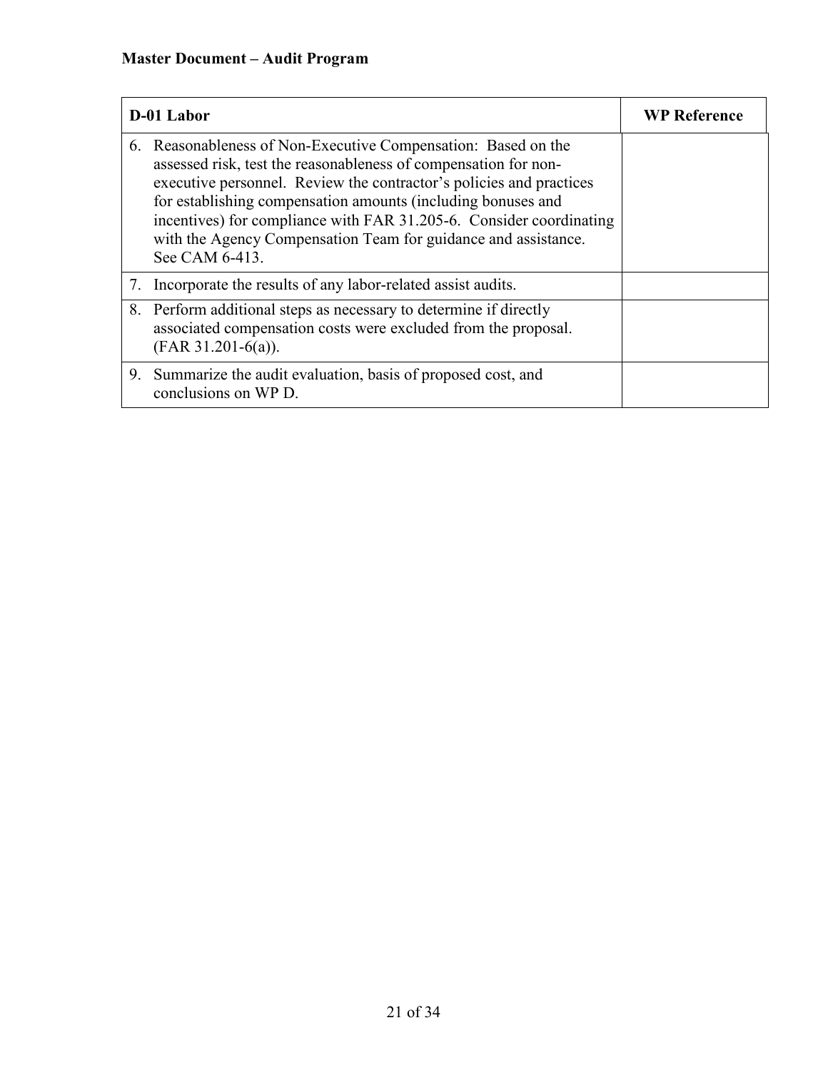**Master Document – Audit Program**

| D-01 Labor | WP Reference |
|---|---|
| 6. Reasonableness of Non-Executive Compensation: Based on the assessed risk, test the reasonableness of compensation for non-executive personnel. Review the contractor's policies and practices for establishing compensation amounts (including bonuses and incentives) for compliance with FAR 31.205-6. Consider coordinating with the Agency Compensation Team for guidance and assistance. See CAM 6-413. | |
| 7. Incorporate the results of any labor-related assist audits. | |
| 8. Perform additional steps as necessary to determine if directly associated compensation costs were excluded from the proposal. (FAR 31.201-6(a)). | |
| 9. Summarize the audit evaluation, basis of proposed cost, and conclusions on WP D. | |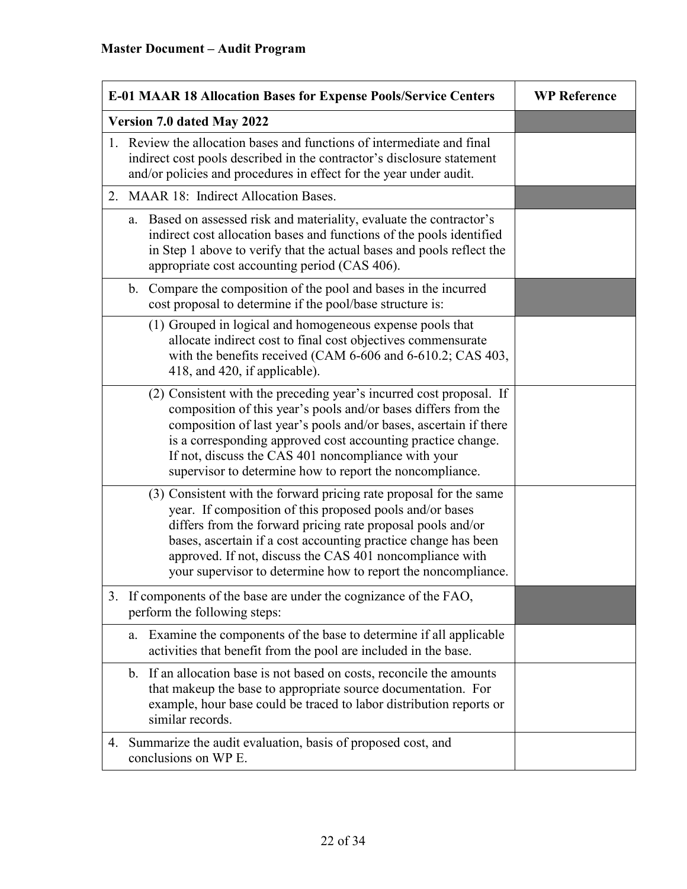**Master Document – Audit Program**

| E-01 MAAR 18 Allocation Bases for Expense Pools/Service Centers | WP Reference |
|---|---|
| **Version 7.0 dated May 2022** | |
| 1. Review the allocation bases and functions of intermediate and final indirect cost pools described in the contractor's disclosure statement and/or policies and procedures in effect for the year under audit. | |
| 2. MAAR 18: Indirect Allocation Bases. | |
| a. Based on assessed risk and materiality, evaluate the contractor's indirect cost allocation bases and functions of the pools identified in Step 1 above to verify that the actual bases and pools reflect the appropriate cost accounting period (CAS 406). | |
| b. Compare the composition of the pool and bases in the incurred cost proposal to determine if the pool/base structure is: | |
| (1) Grouped in logical and homogeneous expense pools that allocate indirect cost to final cost objectives commensurate with the benefits received (CAM 6-606 and 6-610.2; CAS 403, 418, and 420, if applicable). | |
| (2) Consistent with the preceding year's incurred cost proposal. If composition of this year's pools and/or bases differs from the composition of last year's pools and/or bases, ascertain if there is a corresponding approved cost accounting practice change. If not, discuss the CAS 401 noncompliance with your supervisor to determine how to report the noncompliance. | |
| (3) Consistent with the forward pricing rate proposal for the same year. If composition of this proposed pools and/or bases differs from the forward pricing rate proposal pools and/or bases, ascertain if a cost accounting practice change has been approved. If not, discuss the CAS 401 noncompliance with your supervisor to determine how to report the noncompliance. | |
| 3. If components of the base are under the cognizance of the FAO, perform the following steps: | |
| a. Examine the components of the base to determine if all applicable activities that benefit from the pool are included in the base. | |
| b. If an allocation base is not based on costs, reconcile the amounts that makeup the base to appropriate source documentation. For example, hour base could be traced to labor distribution reports or similar records. | |
| 4. Summarize the audit evaluation, basis of proposed cost, and conclusions on WP E. | |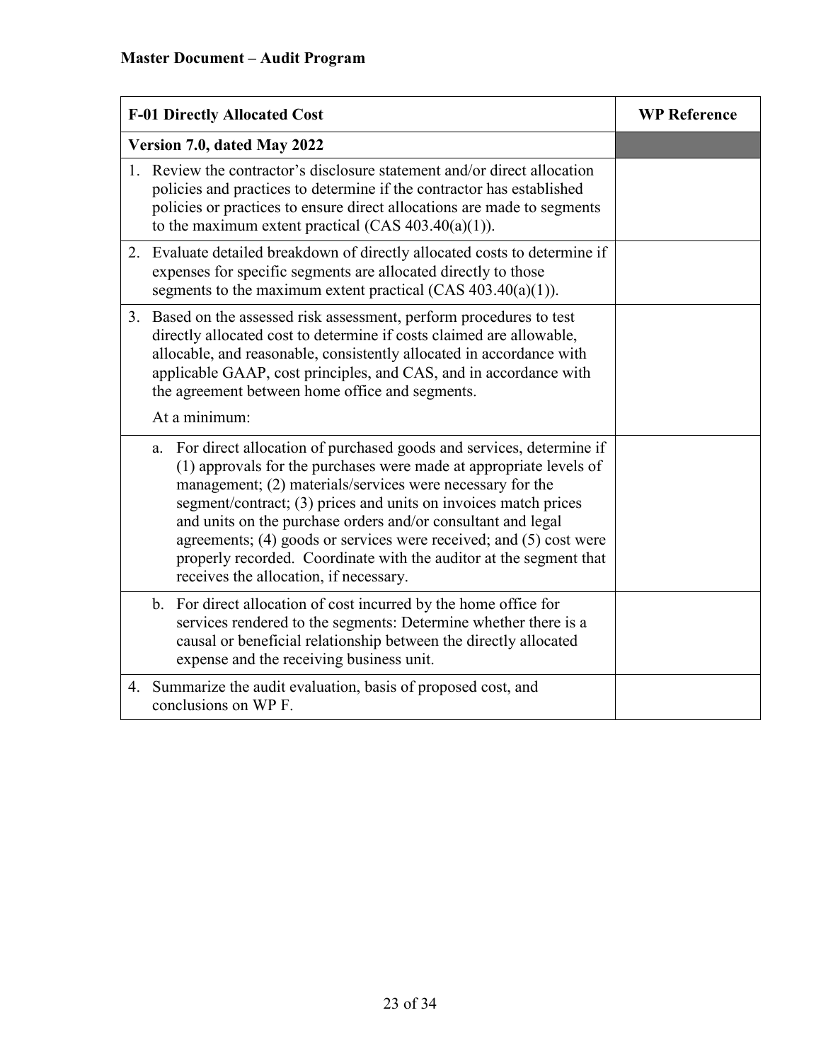**Master Document – Audit Program**

| F-01 Directly Allocated Cost | WP Reference |
| --- | --- |
| **Version 7.0, dated May 2022** | |
| 1. Review the contractor's disclosure statement and/or direct allocation policies and practices to determine if the contractor has established policies or practices to ensure direct allocations are made to segments to the maximum extent practical (CAS 403.40(a)(1)). | |
| 2. Evaluate detailed breakdown of directly allocated costs to determine if expenses for specific segments are allocated directly to those segments to the maximum extent practical (CAS 403.40(a)(1)). | |
| 3. Based on the assessed risk assessment, perform procedures to test directly allocated cost to determine if costs claimed are allowable, allocable, and reasonable, consistently allocated in accordance with applicable GAAP, cost principles, and CAS, and in accordance with the agreement between home office and segments. At a minimum: | |
| a. For direct allocation of purchased goods and services, determine if (1) approvals for the purchases were made at appropriate levels of management; (2) materials/services were necessary for the segment/contract; (3) prices and units on invoices match prices and units on the purchase orders and/or consultant and legal agreements; (4) goods or services were received; and (5) cost were properly recorded. Coordinate with the auditor at the segment that receives the allocation, if necessary. | |
| b. For direct allocation of cost incurred by the home office for services rendered to the segments: Determine whether there is a causal or beneficial relationship between the directly allocated expense and the receiving business unit. | |
| 4. Summarize the audit evaluation, basis of proposed cost, and conclusions on WP F. | |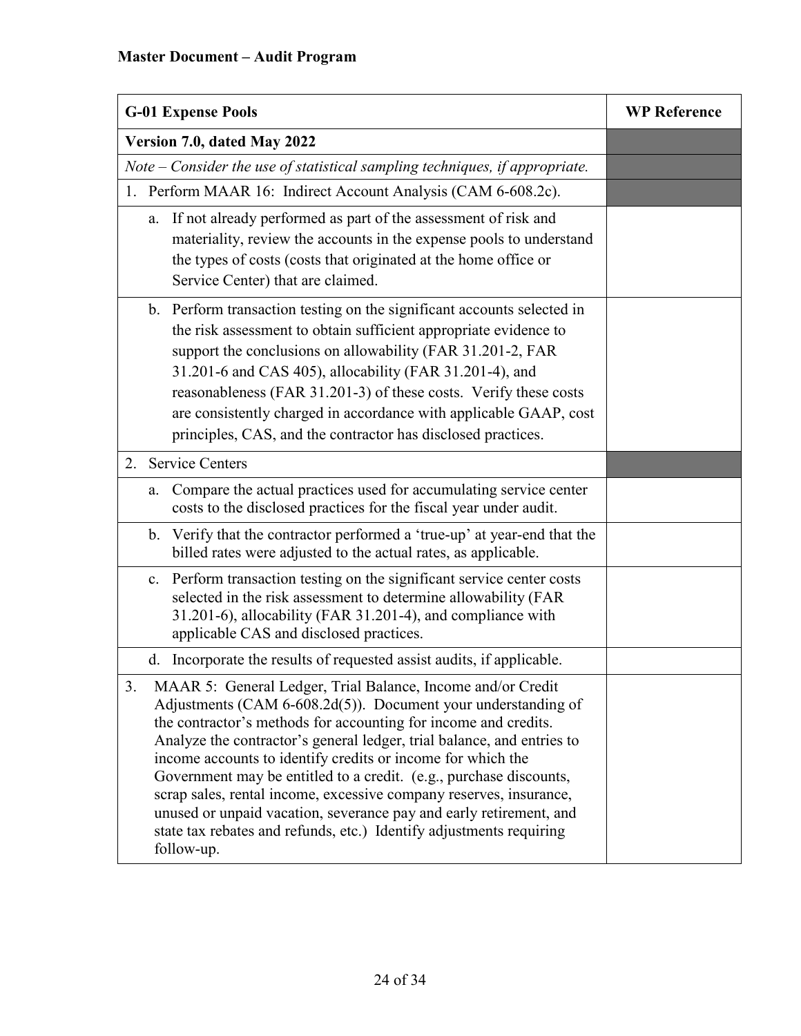**Master Document – Audit Program**

| G-01 Expense Pools | WP Reference |
|---|---|
| **Version 7.0, dated May 2022** | |
| *Note – Consider the use of statistical sampling techniques, if appropriate.* | |
| 1. Perform MAAR 16: Indirect Account Analysis (CAM 6-608.2c). | |
| a. If not already performed as part of the assessment of risk and materiality, review the accounts in the expense pools to understand the types of costs (costs that originated at the home office or Service Center) that are claimed. | |
| b. Perform transaction testing on the significant accounts selected in the risk assessment to obtain sufficient appropriate evidence to support the conclusions on allowability (FAR 31.201-2, FAR 31.201-6 and CAS 405), allocability (FAR 31.201-4), and reasonableness (FAR 31.201-3) of these costs. Verify these costs are consistently charged in accordance with applicable GAAP, cost principles, CAS, and the contractor has disclosed practices. | |
| 2. Service Centers | |
| a. Compare the actual practices used for accumulating service center costs to the disclosed practices for the fiscal year under audit. | |
| b. Verify that the contractor performed a 'true-up' at year-end that the billed rates were adjusted to the actual rates, as applicable. | |
| c. Perform transaction testing on the significant service center costs selected in the risk assessment to determine allowability (FAR 31.201-6), allocability (FAR 31.201-4), and compliance with applicable CAS and disclosed practices. | |
| d. Incorporate the results of requested assist audits, if applicable. | |
| 3. MAAR 5: General Ledger, Trial Balance, Income and/or Credit Adjustments (CAM 6-608.2d(5)). Document your understanding of the contractor's methods for accounting for income and credits. Analyze the contractor's general ledger, trial balance, and entries to income accounts to identify credits or income for which the Government may be entitled to a credit. (e.g., purchase discounts, scrap sales, rental income, excessive company reserves, insurance, unused or unpaid vacation, severance pay and early retirement, and state tax rebates and refunds, etc.) Identify adjustments requiring follow-up. | |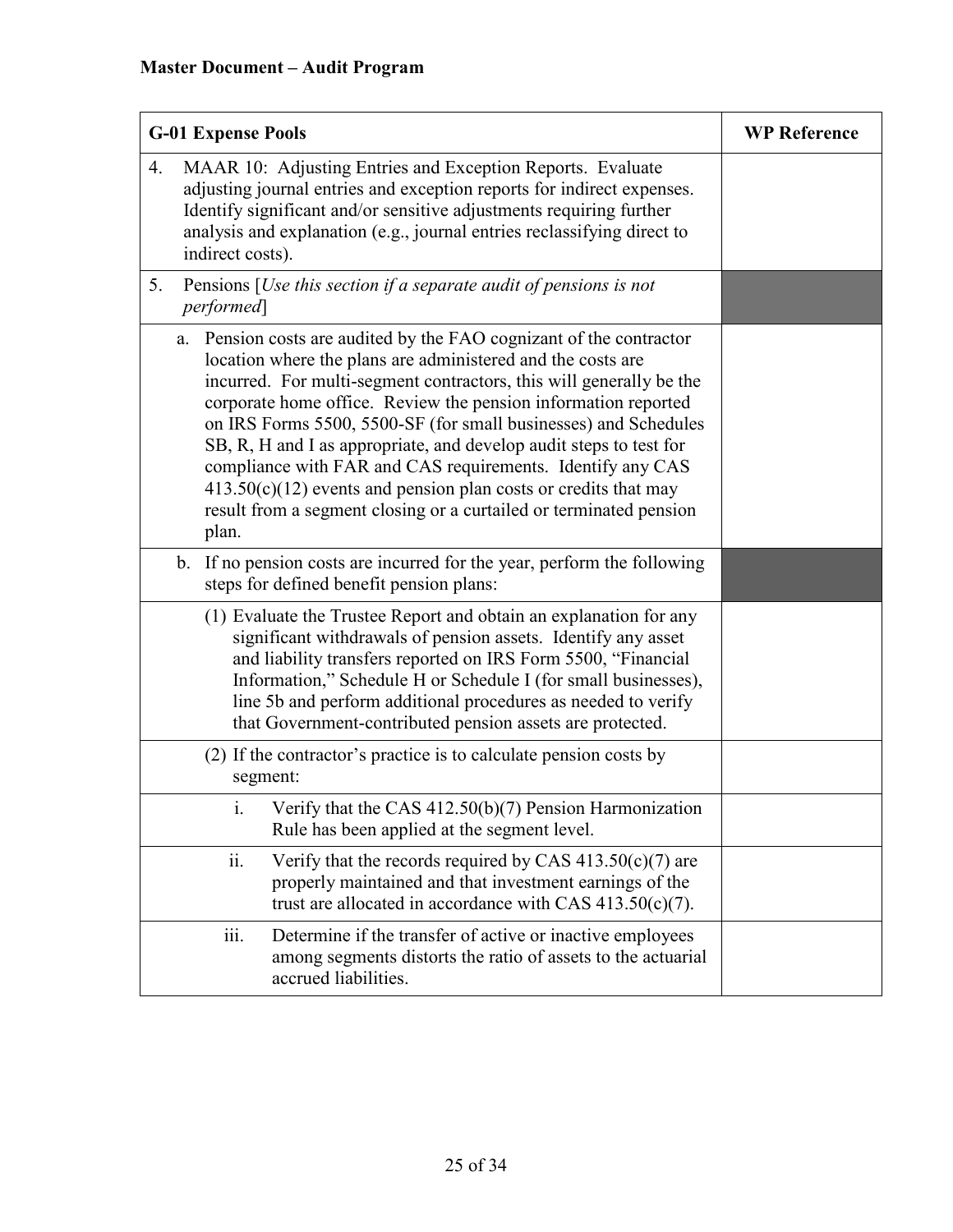**Master Document – Audit Program**

| G-01 Expense Pools | WP Reference |
|---|---|
| 4. MAAR 10: Adjusting Entries and Exception Reports. Evaluate adjusting journal entries and exception reports for indirect expenses. Identify significant and/or sensitive adjustments requiring further analysis and explanation (e.g., journal entries reclassifying direct to indirect costs). | |
| 5. Pensions [*Use this section if a separate audit of pensions is not performed*] | |
| a. Pension costs are audited by the FAO cognizant of the contractor location where the plans are administered and the costs are incurred. For multi-segment contractors, this will generally be the corporate home office. Review the pension information reported on IRS Forms 5500, 5500-SF (for small businesses) and Schedules SB, R, H and I as appropriate, and develop audit steps to test for compliance with FAR and CAS requirements. Identify any CAS 413.50(c)(12) events and pension plan costs or credits that may result from a segment closing or a curtailed or terminated pension plan. | |
| b. If no pension costs are incurred for the year, perform the following steps for defined benefit pension plans: | |
| (1) Evaluate the Trustee Report and obtain an explanation for any significant withdrawals of pension assets. Identify any asset and liability transfers reported on IRS Form 5500, "Financial Information," Schedule H or Schedule I (for small businesses), line 5b and perform additional procedures as needed to verify that Government-contributed pension assets are protected. | |
| (2) If the contractor's practice is to calculate pension costs by segment: | |
| i. Verify that the CAS 412.50(b)(7) Pension Harmonization Rule has been applied at the segment level. | |
| ii. Verify that the records required by CAS 413.50(c)(7) are properly maintained and that investment earnings of the trust are allocated in accordance with CAS 413.50(c)(7). | |
| iii. Determine if the transfer of active or inactive employees among segments distorts the ratio of assets to the actuarial accrued liabilities. | |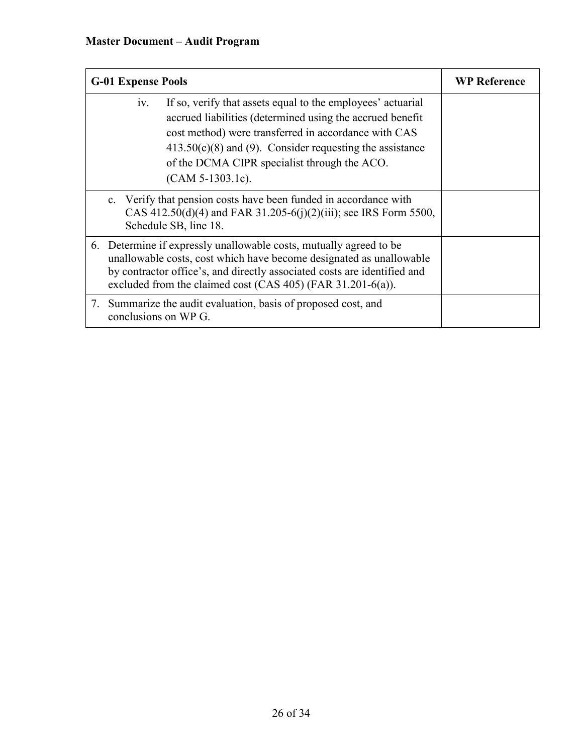**Master Document – Audit Program**

| G-01 Expense Pools | WP Reference |
|---|---|
| iv. If so, verify that assets equal to the employees' actuarial accrued liabilities (determined using the accrued benefit cost method) were transferred in accordance with CAS 413.50(c)(8) and (9). Consider requesting the assistance of the DCMA CIPR specialist through the ACO. (CAM 5-1303.1c). | |
| c. Verify that pension costs have been funded in accordance with CAS 412.50(d)(4) and FAR 31.205-6(j)(2)(iii); see IRS Form 5500, Schedule SB, line 18. | |
| 6. Determine if expressly unallowable costs, mutually agreed to be unallowable costs, cost which have become designated as unallowable by contractor office's, and directly associated costs are identified and excluded from the claimed cost (CAS 405) (FAR 31.201-6(a)). | |
| 7. Summarize the audit evaluation, basis of proposed cost, and conclusions on WP G. | |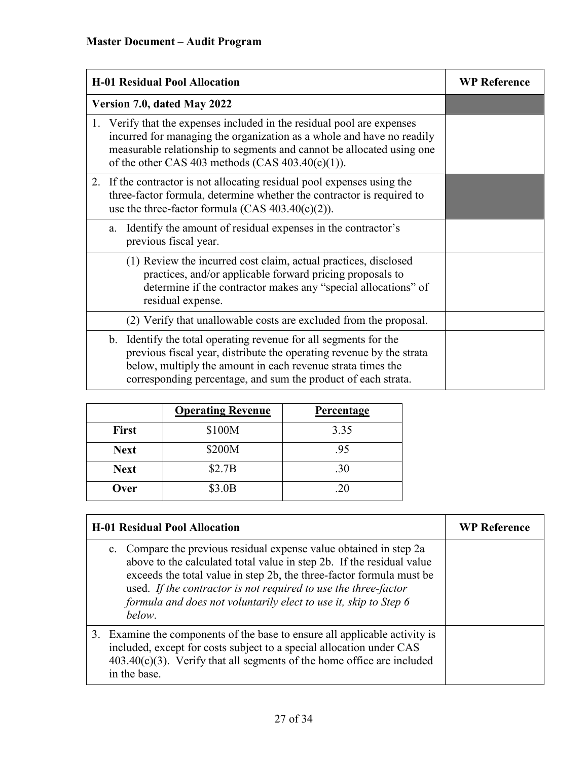**Master Document – Audit Program**

| H-01 Residual Pool Allocation | WP Reference |
| --- | --- |
| **Version 7.0, dated May 2022** | |
| 1. Verify that the expenses included in the residual pool are expenses incurred for managing the organization as a whole and have no readily measurable relationship to segments and cannot be allocated using one of the other CAS 403 methods (CAS 403.40(c)(1)). | |
| 2. If the contractor is not allocating residual pool expenses using the three-factor formula, determine whether the contractor is required to use the three-factor formula (CAS 403.40(c)(2)). | |
| a. Identify the amount of residual expenses in the contractor's previous fiscal year. | |
| (1) Review the incurred cost claim, actual practices, disclosed practices, and/or applicable forward pricing proposals to determine if the contractor makes any "special allocations" of residual expense. | |
| (2) Verify that unallowable costs are excluded from the proposal. | |
| b. Identify the total operating revenue for all segments for the previous fiscal year, distribute the operating revenue by the strata below, multiply the amount in each revenue strata times the corresponding percentage, and sum the product of each strata. | |

| | <u>Operating Revenue</u> | <u>Percentage</u> |
| --- | --- | --- |
| **First** | \$100M | 3.35 |
| **Next** | \$200M | .95 |
| **Next** | \$2.7B | .30 |
| **Over** | \$3.0B | .20 |

| H-01 Residual Pool Allocation | WP Reference |
| --- | --- |
| c. Compare the previous residual expense value obtained in step 2a above to the calculated total value in step 2b. If the residual value exceeds the total value in step 2b, the three-factor formula must be used. *If the contractor is not required to use the three-factor formula and does not voluntarily elect to use it, skip to Step 6 below*. | |
| 3. Examine the components of the base to ensure all applicable activity is included, except for costs subject to a special allocation under CAS 403.40(c)(3). Verify that all segments of the home office are included in the base. | |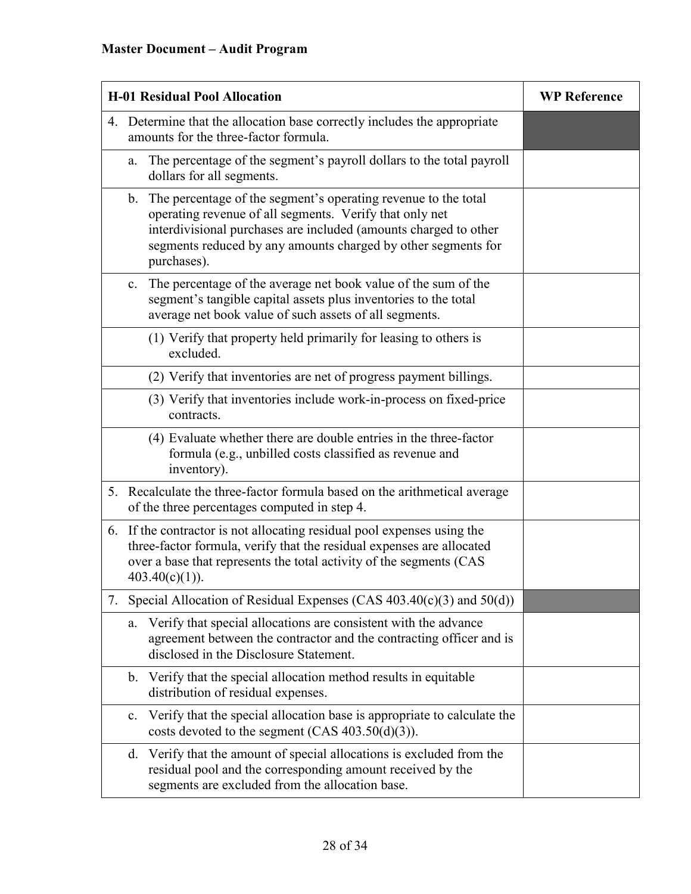**Master Document – Audit Program**

| H-01 Residual Pool Allocation | WP Reference |
|---|---|
| 4. Determine that the allocation base correctly includes the appropriate amounts for the three-factor formula. | |
| a. The percentage of the segment's payroll dollars to the total payroll dollars for all segments. | |
| b. The percentage of the segment's operating revenue to the total operating revenue of all segments. Verify that only net interdivisional purchases are included (amounts charged to other segments reduced by any amounts charged by other segments for purchases). | |
| c. The percentage of the average net book value of the sum of the segment's tangible capital assets plus inventories to the total average net book value of such assets of all segments. | |
| (1) Verify that property held primarily for leasing to others is excluded. | |
| (2) Verify that inventories are net of progress payment billings. | |
| (3) Verify that inventories include work-in-process on fixed-price contracts. | |
| (4) Evaluate whether there are double entries in the three-factor formula (e.g., unbilled costs classified as revenue and inventory). | |
| 5. Recalculate the three-factor formula based on the arithmetical average of the three percentages computed in step 4. | |
| 6. If the contractor is not allocating residual pool expenses using the three-factor formula, verify that the residual expenses are allocated over a base that represents the total activity of the segments (CAS 403.40(c)(1)). | |
| 7. Special Allocation of Residual Expenses (CAS 403.40(c)(3) and 50(d)) | |
| a. Verify that special allocations are consistent with the advance agreement between the contractor and the contracting officer and is disclosed in the Disclosure Statement. | |
| b. Verify that the special allocation method results in equitable distribution of residual expenses. | |
| c. Verify that the special allocation base is appropriate to calculate the costs devoted to the segment (CAS 403.50(d)(3)). | |
| d. Verify that the amount of special allocations is excluded from the residual pool and the corresponding amount received by the segments are excluded from the allocation base. | |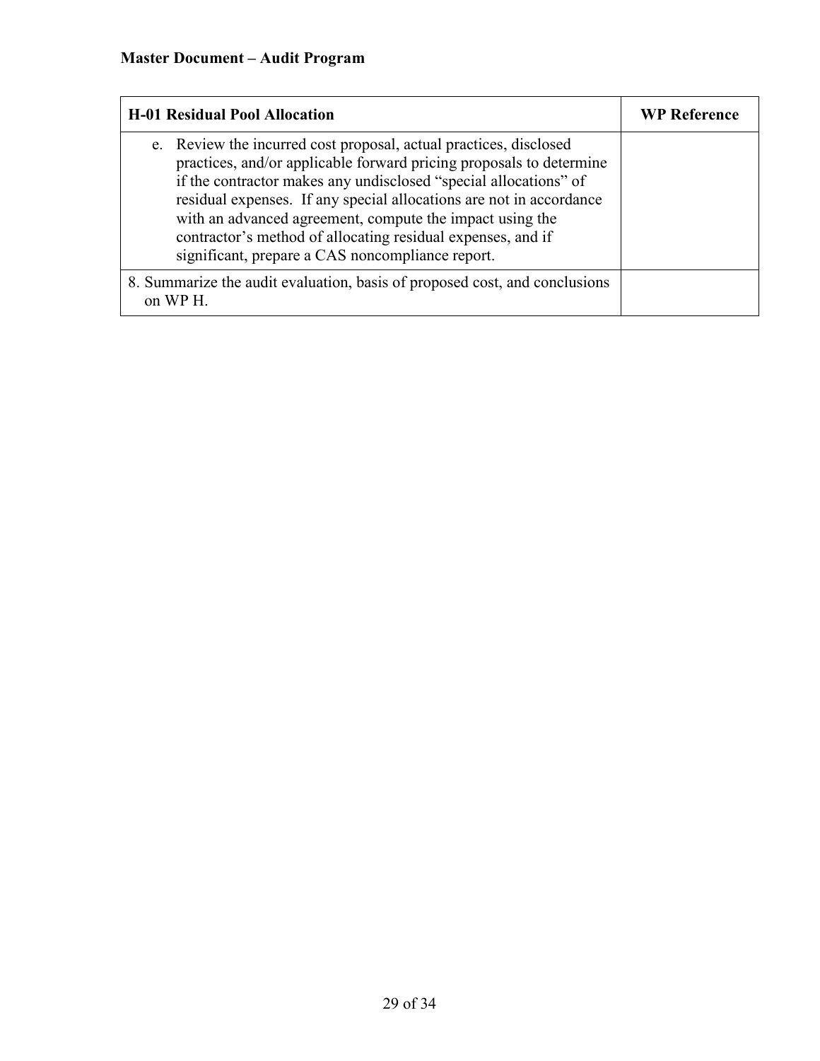**Master Document – Audit Program**

| H-01 Residual Pool Allocation | WP Reference |
|---|---|
| e. Review the incurred cost proposal, actual practices, disclosed practices, and/or applicable forward pricing proposals to determine if the contractor makes any undisclosed "special allocations" of residual expenses. If any special allocations are not in accordance with an advanced agreement, compute the impact using the contractor's method of allocating residual expenses, and if significant, prepare a CAS noncompliance report. | |
| 8. Summarize the audit evaluation, basis of proposed cost, and conclusions on WP H. | |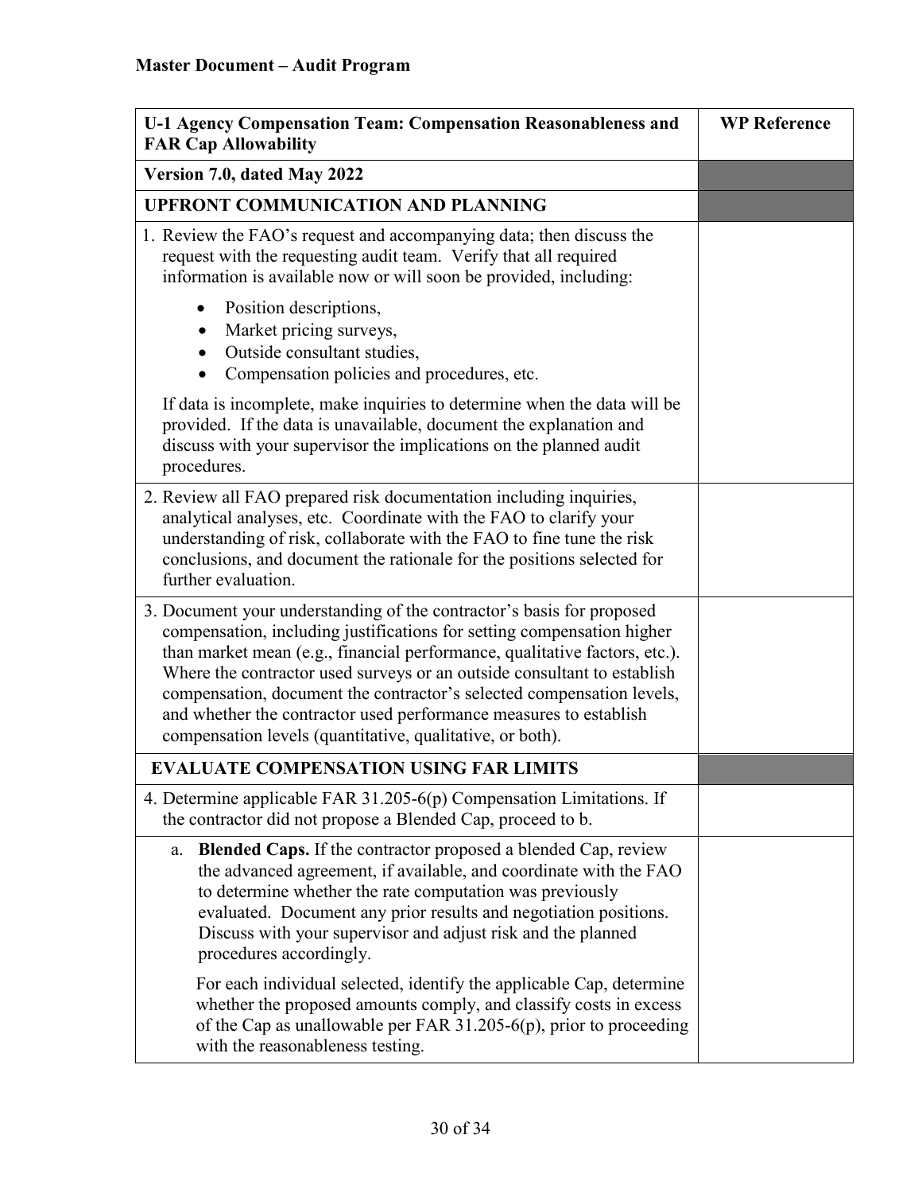**Master Document – Audit Program**

| U-1 Agency Compensation Team: Compensation Reasonableness and FAR Cap Allowability | WP Reference |
|---|---|
| **Version 7.0, dated May 2022** | |
| **UPFRONT COMMUNICATION AND PLANNING** | |
| 1. Review the FAO's request and accompanying data; then discuss the request with the requesting audit team. Verify that all required information is available now or will soon be provided, including:<br>• Position descriptions,<br>• Market pricing surveys,<br>• Outside consultant studies,<br>• Compensation policies and procedures, etc.<br><br>If data is incomplete, make inquiries to determine when the data will be provided. If the data is unavailable, document the explanation and discuss with your supervisor the implications on the planned audit procedures. | |
| 2. Review all FAO prepared risk documentation including inquiries, analytical analyses, etc. Coordinate with the FAO to clarify your understanding of risk, collaborate with the FAO to fine tune the risk conclusions, and document the rationale for the positions selected for further evaluation. | |
| 3. Document your understanding of the contractor's basis for proposed compensation, including justifications for setting compensation higher than market mean (e.g., financial performance, qualitative factors, etc.). Where the contractor used surveys or an outside consultant to establish compensation, document the contractor's selected compensation levels, and whether the contractor used performance measures to establish compensation levels (quantitative, qualitative, or both). | |
| **EVALUATE COMPENSATION USING FAR LIMITS** | |
| 4. Determine applicable FAR 31.205-6(p) Compensation Limitations. If the contractor did not propose a Blended Cap, proceed to b. | |
| a. **Blended Caps.** If the contractor proposed a blended Cap, review the advanced agreement, if available, and coordinate with the FAO to determine whether the rate computation was previously evaluated. Document any prior results and negotiation positions. Discuss with your supervisor and adjust risk and the planned procedures accordingly.<br><br>For each individual selected, identify the applicable Cap, determine whether the proposed amounts comply, and classify costs in excess of the Cap as unallowable per FAR 31.205-6(p), prior to proceeding with the reasonableness testing. | |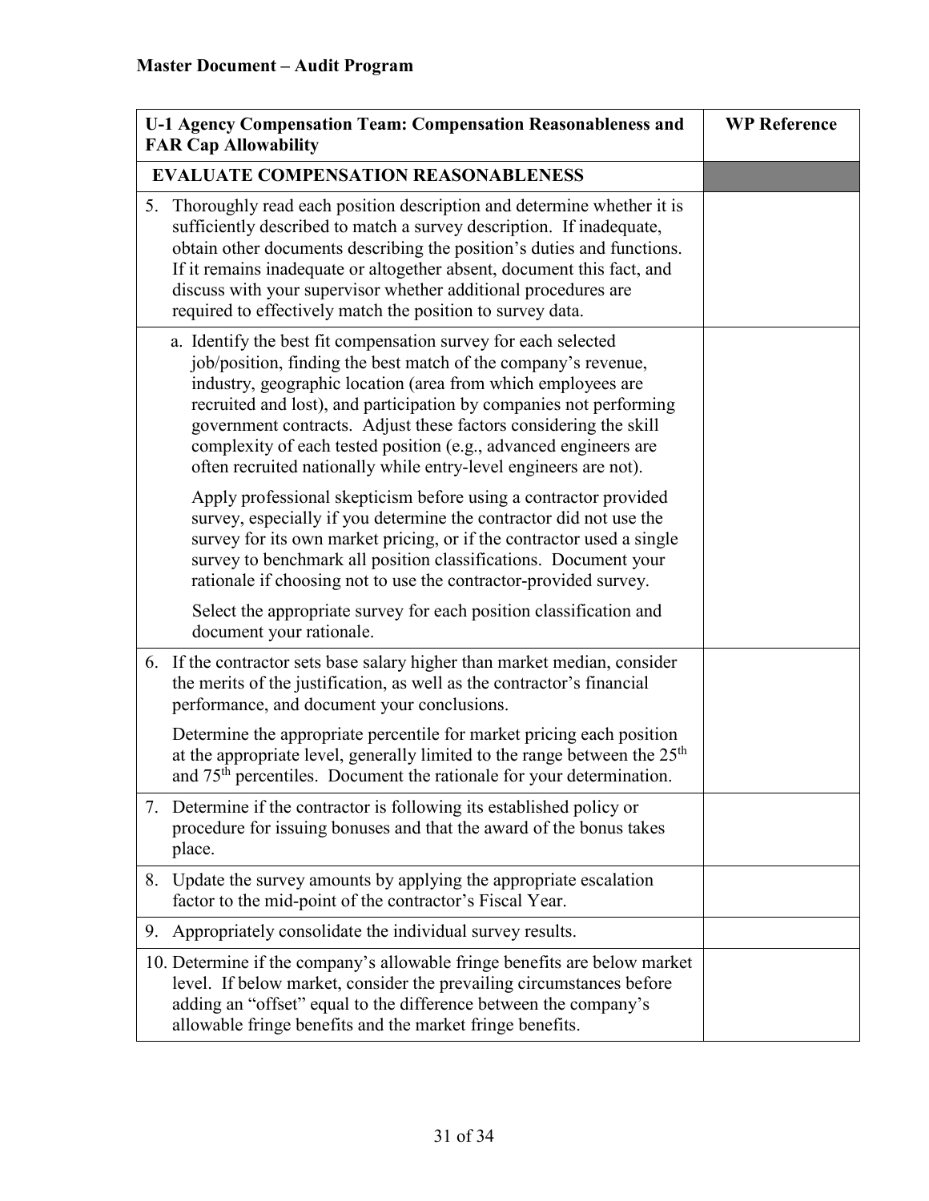**Master Document – Audit Program**

| U-1 Agency Compensation Team: Compensation Reasonableness and FAR Cap Allowability | WP Reference |
| --- | --- |
| **EVALUATE COMPENSATION REASONABLENESS** | |
| 5. Thoroughly read each position description and determine whether it is sufficiently described to match a survey description. If inadequate, obtain other documents describing the position's duties and functions. If it remains inadequate or altogether absent, document this fact, and discuss with your supervisor whether additional procedures are required to effectively match the position to survey data. | |
| a. Identify the best fit compensation survey for each selected job/position, finding the best match of the company's revenue, industry, geographic location (area from which employees are recruited and lost), and participation by companies not performing government contracts. Adjust these factors considering the skill complexity of each tested position (e.g., advanced engineers are often recruited nationally while entry-level engineers are not).<br><br>Apply professional skepticism before using a contractor provided survey, especially if you determine the contractor did not use the survey for its own market pricing, or if the contractor used a single survey to benchmark all position classifications. Document your rationale if choosing not to use the contractor-provided survey.<br><br>Select the appropriate survey for each position classification and document your rationale. | |
| 6. If the contractor sets base salary higher than market median, consider the merits of the justification, as well as the contractor's financial performance, and document your conclusions.<br><br>Determine the appropriate percentile for market pricing each position at the appropriate level, generally limited to the range between the 25th and 75th percentiles. Document the rationale for your determination. | |
| 7. Determine if the contractor is following its established policy or procedure for issuing bonuses and that the award of the bonus takes place. | |
| 8. Update the survey amounts by applying the appropriate escalation factor to the mid-point of the contractor's Fiscal Year. | |
| 9. Appropriately consolidate the individual survey results. | |
| 10. Determine if the company's allowable fringe benefits are below market level. If below market, consider the prevailing circumstances before adding an "offset" equal to the difference between the company's allowable fringe benefits and the market fringe benefits. | |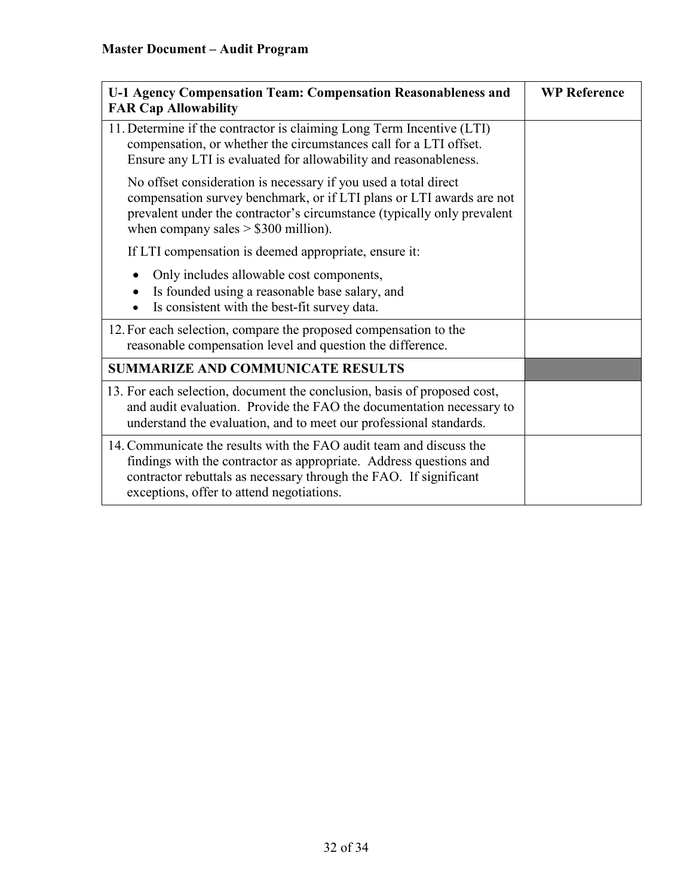**Master Document – Audit Program**

| U-1 Agency Compensation Team: Compensation Reasonableness and FAR Cap Allowability | WP Reference |
|---|---|
| 11. Determine if the contractor is claiming Long Term Incentive (LTI) compensation, or whether the circumstances call for a LTI offset. Ensure any LTI is evaluated for allowability and reasonableness.<br><br>No offset consideration is necessary if you used a total direct compensation survey benchmark, or if LTI plans or LTI awards are not prevalent under the contractor's circumstance (typically only prevalent when company sales > $300 million).<br><br>If LTI compensation is deemed appropriate, ensure it:<br>• Only includes allowable cost components,<br>• Is founded using a reasonable base salary, and<br>• Is consistent with the best-fit survey data. | |
| 12. For each selection, compare the proposed compensation to the reasonable compensation level and question the difference. | |
| **SUMMARIZE AND COMMUNICATE RESULTS** | |
| 13. For each selection, document the conclusion, basis of proposed cost, and audit evaluation. Provide the FAO the documentation necessary to understand the evaluation, and to meet our professional standards. | |
| 14. Communicate the results with the FAO audit team and discuss the findings with the contractor as appropriate. Address questions and contractor rebuttals as necessary through the FAO. If significant exceptions, offer to attend negotiations. | |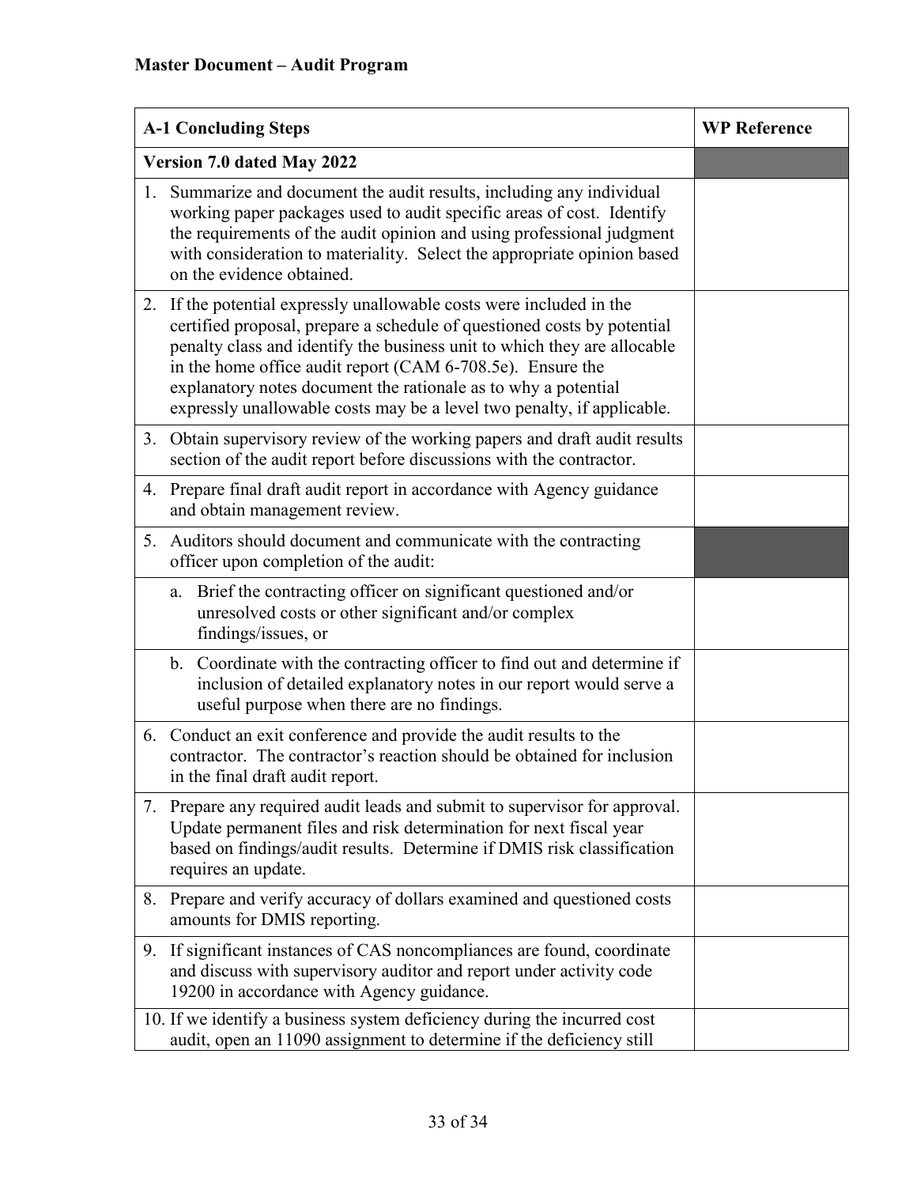**Master Document – Audit Program**

| A-1 Concluding Steps | WP Reference |
|---|---|
| **Version 7.0 dated May 2022** | |
| 1. Summarize and document the audit results, including any individual working paper packages used to audit specific areas of cost. Identify the requirements of the audit opinion and using professional judgment with consideration to materiality. Select the appropriate opinion based on the evidence obtained. | |
| 2. If the potential expressly unallowable costs were included in the certified proposal, prepare a schedule of questioned costs by potential penalty class and identify the business unit to which they are allocable in the home office audit report (CAM 6-708.5e). Ensure the explanatory notes document the rationale as to why a potential expressly unallowable costs may be a level two penalty, if applicable. | |
| 3. Obtain supervisory review of the working papers and draft audit results section of the audit report before discussions with the contractor. | |
| 4. Prepare final draft audit report in accordance with Agency guidance and obtain management review. | |
| 5. Auditors should document and communicate with the contracting officer upon completion of the audit: | |
| a. Brief the contracting officer on significant questioned and/or unresolved costs or other significant and/or complex findings/issues, or | |
| b. Coordinate with the contracting officer to find out and determine if inclusion of detailed explanatory notes in our report would serve a useful purpose when there are no findings. | |
| 6. Conduct an exit conference and provide the audit results to the contractor. The contractor's reaction should be obtained for inclusion in the final draft audit report. | |
| 7. Prepare any required audit leads and submit to supervisor for approval. Update permanent files and risk determination for next fiscal year based on findings/audit results. Determine if DMIS risk classification requires an update. | |
| 8. Prepare and verify accuracy of dollars examined and questioned costs amounts for DMIS reporting. | |
| 9. If significant instances of CAS noncompliances are found, coordinate and discuss with supervisory auditor and report under activity code 19200 in accordance with Agency guidance. | |
| 10. If we identify a business system deficiency during the incurred cost audit, open an 11090 assignment to determine if the deficiency still | |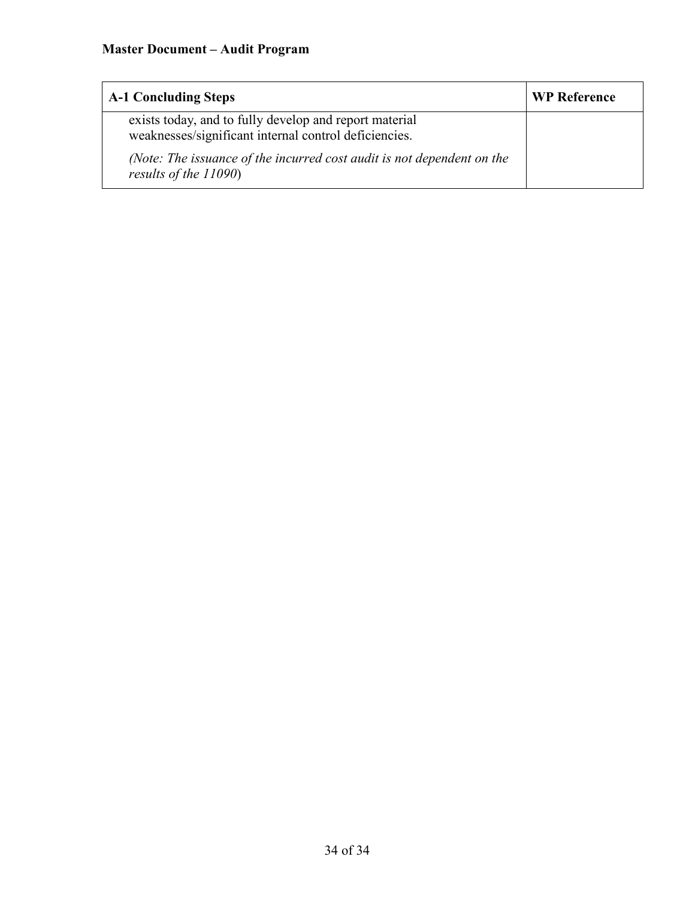| A-1 Concluding Steps | WP Reference |
|---|---|
| exists today, and to fully develop and report material weaknesses/significant internal control deficiencies. <br><br> *(Note: The issuance of the incurred cost audit is not dependent on the results of the 11090*) | |